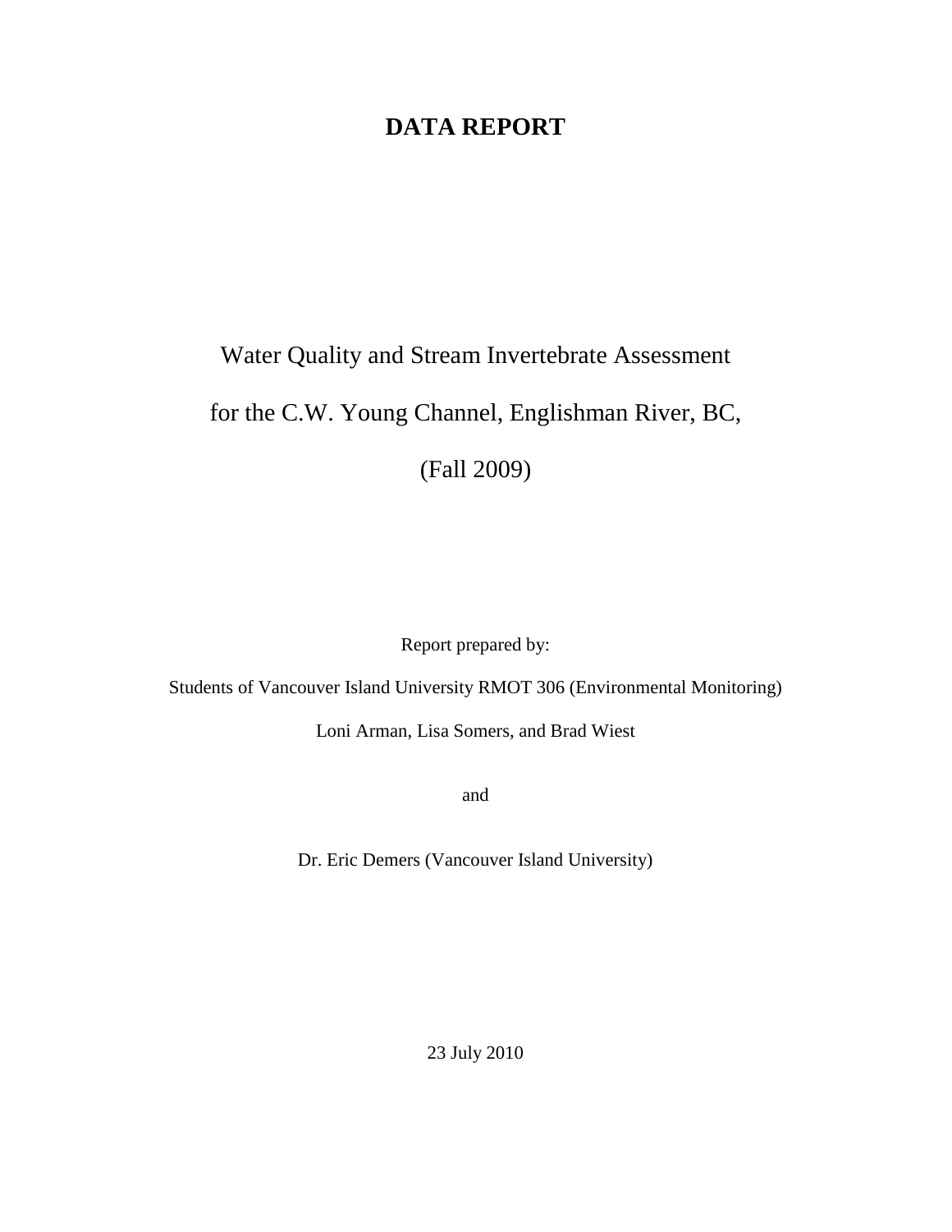# DATA REPORT

Water Quality and Stream Invertebrate Assessment

for the C.W. Young Channel, Englishman River, BC,

(Fall 2009)

Report prepared by:

Students of Vancouver Island University RMOT 306 (Environmental Monitoring)

Loni Arman, Lisa Somers, and Brad Wiest

and

Dr. Eric Demers (Vancouver Island University)

23 July 2010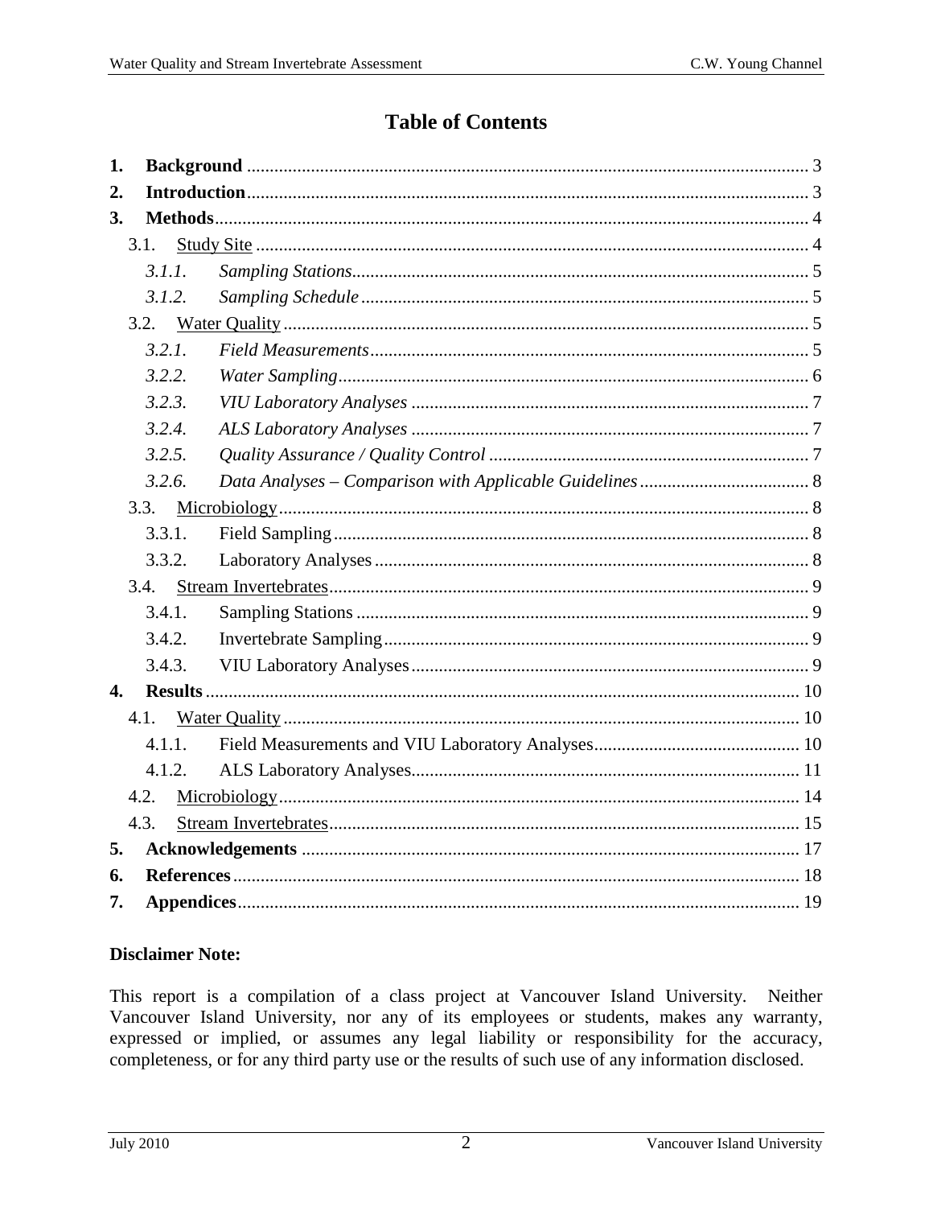# Table of Contents

**1. Background** .......... 3
**2. Introduction** .......... 3
**3. Methods** .......... 4
- 3.1. Study Site .......... 4
  - *3.1.1. Sampling Stations* .......... 5
  - *3.1.2. Sampling Schedule* .......... 5
- 3.2. Water Quality .......... 5
  - *3.2.1. Field Measurements* .......... 5
  - *3.2.2. Water Sampling* .......... 6
  - *3.2.3. VIU Laboratory Analyses* .......... 7
  - *3.2.4. ALS Laboratory Analyses* .......... 7
  - *3.2.5. Quality Assurance / Quality Control* .......... 7
  - *3.2.6. Data Analyses – Comparison with Applicable Guidelines* .......... 8
- 3.3. Microbiology .......... 8
  - 3.3.1. Field Sampling .......... 8
  - 3.3.2. Laboratory Analyses .......... 8
- 3.4. Stream Invertebrates .......... 9
  - 3.4.1. Sampling Stations .......... 9
  - 3.4.2. Invertebrate Sampling .......... 9
  - 3.4.3. VIU Laboratory Analyses .......... 9

**4. Results** .......... 10
- 4.1. Water Quality .......... 10
  - 4.1.1. Field Measurements and VIU Laboratory Analyses .......... 10
  - 4.1.2. ALS Laboratory Analyses .......... 11
- 4.2. Microbiology .......... 14
- 4.3. Stream Invertebrates .......... 15

**5. Acknowledgements** .......... 17
**6. References** .......... 18
**7. Appendices** .......... 19

**Disclaimer Note:**

This report is a compilation of a class project at Vancouver Island University. Neither Vancouver Island University, nor any of its employees or students, makes any warranty, expressed or implied, or assumes any legal liability or responsibility for the accuracy, completeness, or for any third party use or the results of such use of any information disclosed.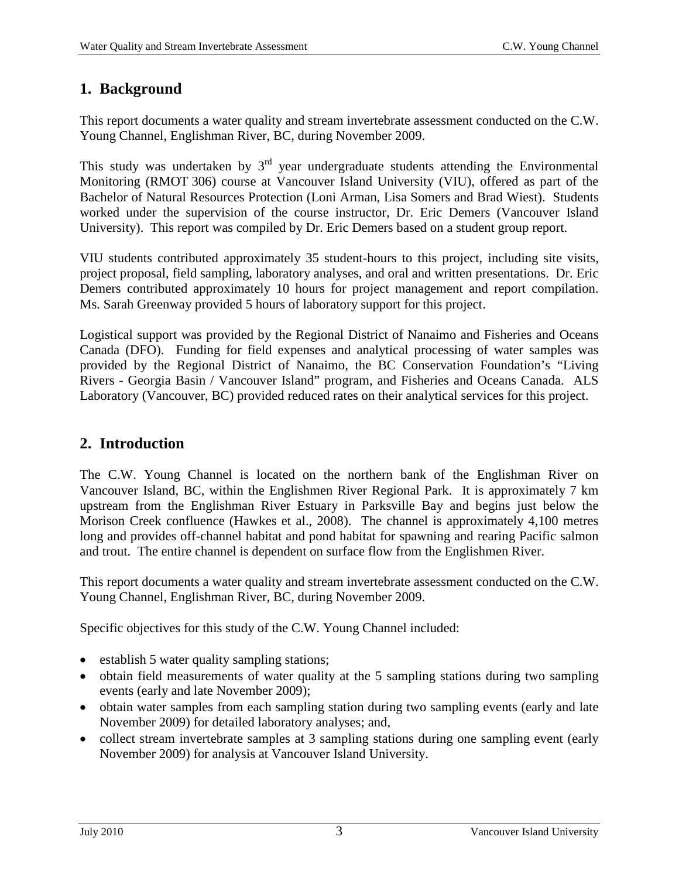## 1. Background

This report documents a water quality and stream invertebrate assessment conducted on the C.W. Young Channel, Englishman River, BC, during November 2009.

This study was undertaken by 3rd year undergraduate students attending the Environmental Monitoring (RMOT 306) course at Vancouver Island University (VIU), offered as part of the Bachelor of Natural Resources Protection (Loni Arman, Lisa Somers and Brad Wiest). Students worked under the supervision of the course instructor, Dr. Eric Demers (Vancouver Island University). This report was compiled by Dr. Eric Demers based on a student group report.

VIU students contributed approximately 35 student-hours to this project, including site visits, project proposal, field sampling, laboratory analyses, and oral and written presentations. Dr. Eric Demers contributed approximately 10 hours for project management and report compilation. Ms. Sarah Greenway provided 5 hours of laboratory support for this project.

Logistical support was provided by the Regional District of Nanaimo and Fisheries and Oceans Canada (DFO). Funding for field expenses and analytical processing of water samples was provided by the Regional District of Nanaimo, the BC Conservation Foundation's "Living Rivers - Georgia Basin / Vancouver Island" program, and Fisheries and Oceans Canada. ALS Laboratory (Vancouver, BC) provided reduced rates on their analytical services for this project.

## 2. Introduction

The C.W. Young Channel is located on the northern bank of the Englishman River on Vancouver Island, BC, within the Englishmen River Regional Park. It is approximately 7 km upstream from the Englishman River Estuary in Parksville Bay and begins just below the Morison Creek confluence (Hawkes et al., 2008). The channel is approximately 4,100 metres long and provides off-channel habitat and pond habitat for spawning and rearing Pacific salmon and trout. The entire channel is dependent on surface flow from the Englishmen River.

This report documents a water quality and stream invertebrate assessment conducted on the C.W. Young Channel, Englishman River, BC, during November 2009.

Specific objectives for this study of the C.W. Young Channel included:

- establish 5 water quality sampling stations;
- obtain field measurements of water quality at the 5 sampling stations during two sampling events (early and late November 2009);
- obtain water samples from each sampling station during two sampling events (early and late November 2009) for detailed laboratory analyses; and,
- collect stream invertebrate samples at 3 sampling stations during one sampling event (early November 2009) for analysis at Vancouver Island University.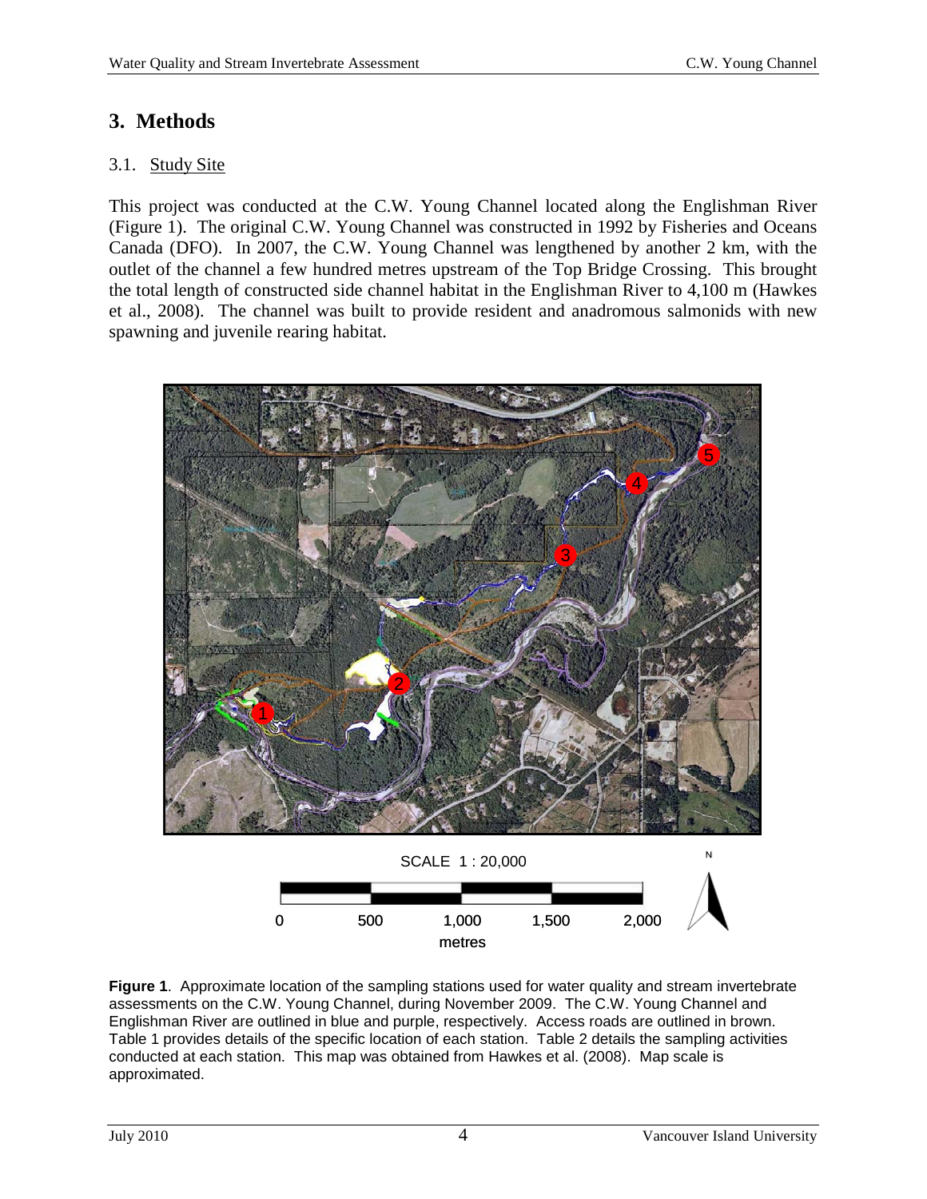# 3. Methods

## 3.1. Study Site

This project was conducted at the C.W. Young Channel located along the Englishman River (Figure 1). The original C.W. Young Channel was constructed in 1992 by Fisheries and Oceans Canada (DFO). In 2007, the C.W. Young Channel was lengthened by another 2 km, with the outlet of the channel a few hundred metres upstream of the Top Bridge Crossing. This brought the total length of constructed side channel habitat in the Englishman River to 4,100 m (Hawkes et al., 2008). The channel was built to provide resident and anadromous salmonids with new spawning and juvenile rearing habitat.

**Figure 1**. Approximate location of the sampling stations used for water quality and stream invertebrate assessments on the C.W. Young Channel, during November 2009. The C.W. Young Channel and Englishman River are outlined in blue and purple, respectively. Access roads are outlined in brown. Table 1 provides details of the specific location of each station. Table 2 details the sampling activities conducted at each station. This map was obtained from Hawkes et al. (2008). Map scale is approximated.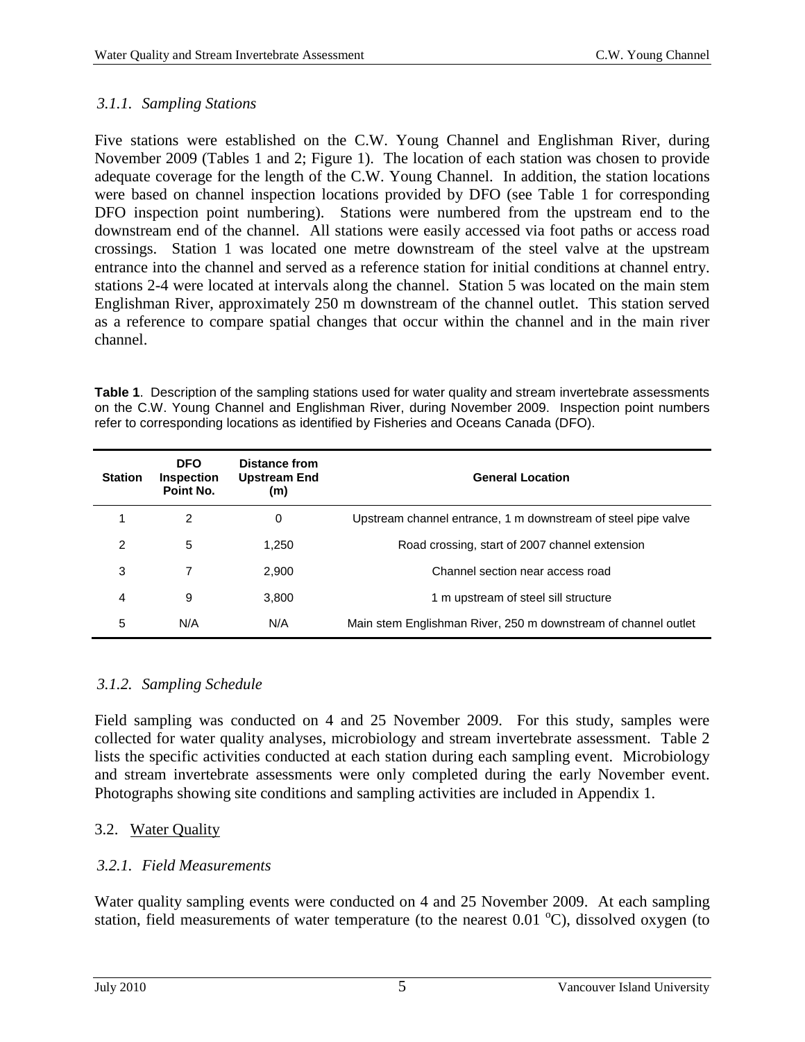### *3.1.1. Sampling Stations*

Five stations were established on the C.W. Young Channel and Englishman River, during November 2009 (Tables 1 and 2; Figure 1). The location of each station was chosen to provide adequate coverage for the length of the C.W. Young Channel. In addition, the station locations were based on channel inspection locations provided by DFO (see Table 1 for corresponding DFO inspection point numbering). Stations were numbered from the upstream end to the downstream end of the channel. All stations were easily accessed via foot paths or access road crossings. Station 1 was located one metre downstream of the steel valve at the upstream entrance into the channel and served as a reference station for initial conditions at channel entry. stations 2-4 were located at intervals along the channel. Station 5 was located on the main stem Englishman River, approximately 250 m downstream of the channel outlet. This station served as a reference to compare spatial changes that occur within the channel and in the main river channel.

**Table 1**. Description of the sampling stations used for water quality and stream invertebrate assessments on the C.W. Young Channel and Englishman River, during November 2009. Inspection point numbers refer to corresponding locations as identified by Fisheries and Oceans Canada (DFO).

| Station | DFO Inspection Point No. | Distance from Upstream End (m) | General Location |
|---|---|---|---|
| 1 | 2 | 0 | Upstream channel entrance, 1 m downstream of steel pipe valve |
| 2 | 5 | 1,250 | Road crossing, start of 2007 channel extension |
| 3 | 7 | 2,900 | Channel section near access road |
| 4 | 9 | 3,800 | 1 m upstream of steel sill structure |
| 5 | N/A | N/A | Main stem Englishman River, 250 m downstream of channel outlet |

### *3.1.2. Sampling Schedule*

Field sampling was conducted on 4 and 25 November 2009. For this study, samples were collected for water quality analyses, microbiology and stream invertebrate assessment. Table 2 lists the specific activities conducted at each station during each sampling event. Microbiology and stream invertebrate assessments were only completed during the early November event. Photographs showing site conditions and sampling activities are included in Appendix 1.

## 3.2. Water Quality

### *3.2.1. Field Measurements*

Water quality sampling events were conducted on 4 and 25 November 2009. At each sampling station, field measurements of water temperature (to the nearest 0.01 $^{o}$C), dissolved oxygen (to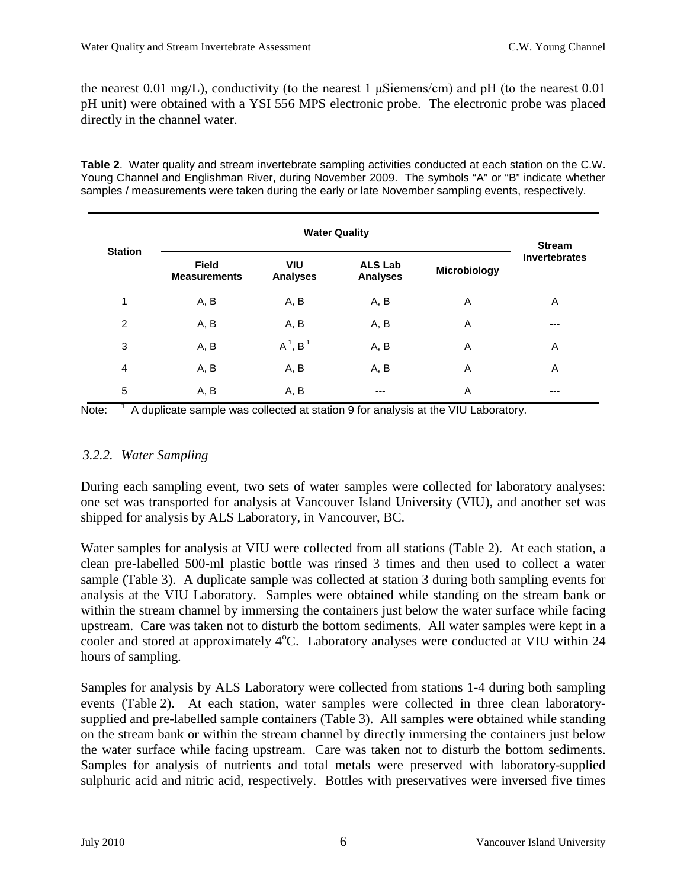the nearest 0.01 mg/L), conductivity (to the nearest 1 μSiemens/cm) and pH (to the nearest 0.01 pH unit) were obtained with a YSI 556 MPS electronic probe. The electronic probe was placed directly in the channel water.

**Table 2**. Water quality and stream invertebrate sampling activities conducted at each station on the C.W. Young Channel and Englishman River, during November 2009. The symbols "A" or "B" indicate whether samples / measurements were taken during the early or late November sampling events, respectively.

| Station | Water Quality | | | | Stream Invertebrates |
|---|---|---|---|---|---|
| | Field Measurements | VIU Analyses | ALS Lab Analyses | Microbiology | |
| 1 | A, B | A, B | A, B | A | A |
| 2 | A, B | A, B | A, B | A | --- |
| 3 | A, B | A[1], B[1] | A, B | A | A |
| 4 | A, B | A, B | A, B | A | A |
| 5 | A, B | A, B | --- | A | --- |

Note: [1] A duplicate sample was collected at station 9 for analysis at the VIU Laboratory.

### *3.2.2. Water Sampling*

During each sampling event, two sets of water samples were collected for laboratory analyses: one set was transported for analysis at Vancouver Island University (VIU), and another set was shipped for analysis by ALS Laboratory, in Vancouver, BC.

Water samples for analysis at VIU were collected from all stations (Table 2). At each station, a clean pre-labelled 500-ml plastic bottle was rinsed 3 times and then used to collect a water sample (Table 3). A duplicate sample was collected at station 3 during both sampling events for analysis at the VIU Laboratory. Samples were obtained while standing on the stream bank or within the stream channel by immersing the containers just below the water surface while facing upstream. Care was taken not to disturb the bottom sediments. All water samples were kept in a cooler and stored at approximately 4°C. Laboratory analyses were conducted at VIU within 24 hours of sampling.

Samples for analysis by ALS Laboratory were collected from stations 1-4 during both sampling events (Table 2). At each station, water samples were collected in three clean laboratory-supplied and pre-labelled sample containers (Table 3). All samples were obtained while standing on the stream bank or within the stream channel by directly immersing the containers just below the water surface while facing upstream. Care was taken not to disturb the bottom sediments. Samples for analysis of nutrients and total metals were preserved with laboratory-supplied sulphuric acid and nitric acid, respectively. Bottles with preservatives were inversed five times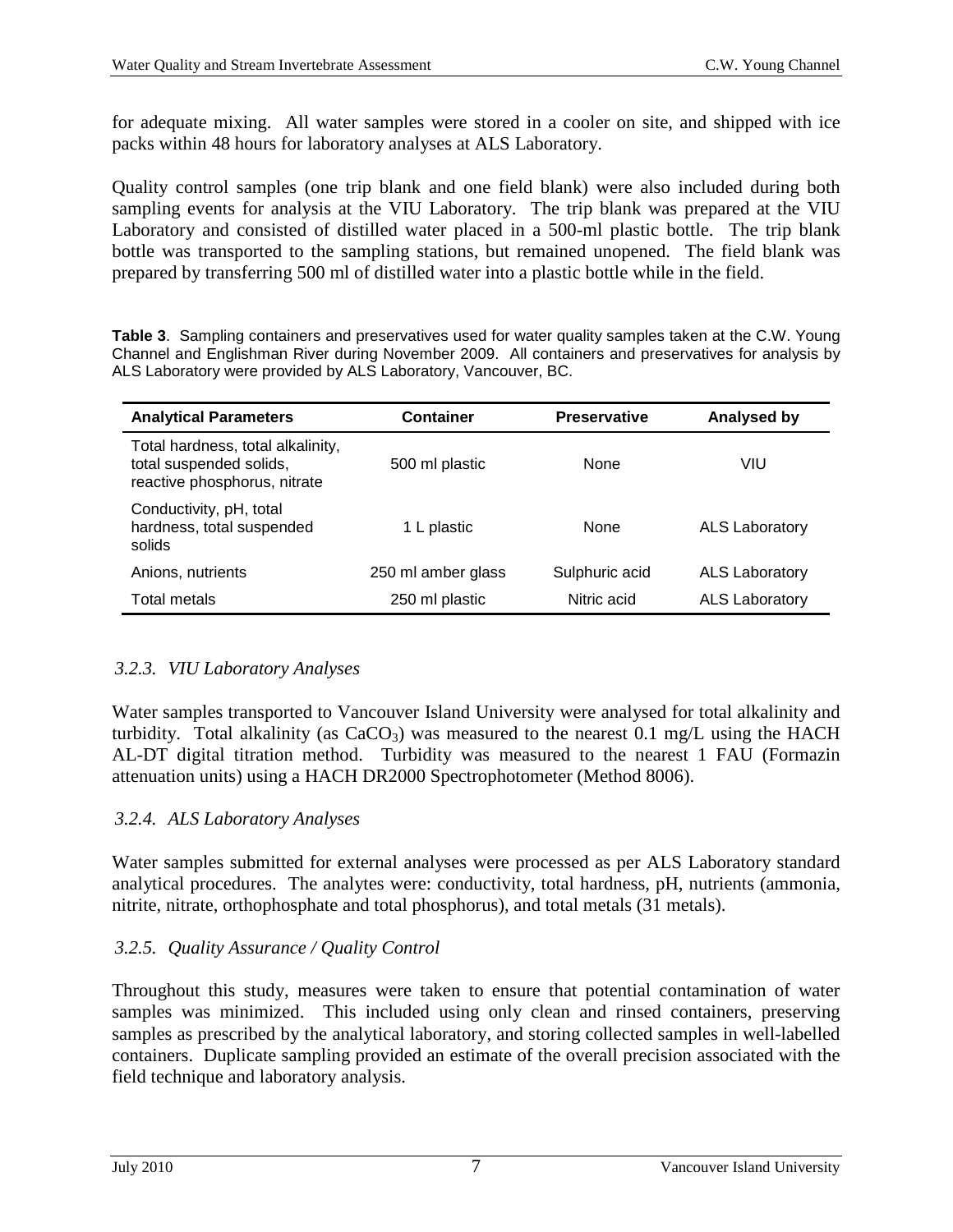for adequate mixing. All water samples were stored in a cooler on site, and shipped with ice packs within 48 hours for laboratory analyses at ALS Laboratory.

Quality control samples (one trip blank and one field blank) were also included during both sampling events for analysis at the VIU Laboratory. The trip blank was prepared at the VIU Laboratory and consisted of distilled water placed in a 500-ml plastic bottle. The trip blank bottle was transported to the sampling stations, but remained unopened. The field blank was prepared by transferring 500 ml of distilled water into a plastic bottle while in the field.

**Table 3**. Sampling containers and preservatives used for water quality samples taken at the C.W. Young Channel and Englishman River during November 2009. All containers and preservatives for analysis by ALS Laboratory were provided by ALS Laboratory, Vancouver, BC.

| Analytical Parameters | Container | Preservative | Analysed by |
|---|---|---|---|
| Total hardness, total alkalinity, total suspended solids, reactive phosphorus, nitrate | 500 ml plastic | None | VIU |
| Conductivity, pH, total hardness, total suspended solids | 1 L plastic | None | ALS Laboratory |
| Anions, nutrients | 250 ml amber glass | Sulphuric acid | ALS Laboratory |
| Total metals | 250 ml plastic | Nitric acid | ALS Laboratory |

### *3.2.3. VIU Laboratory Analyses*

Water samples transported to Vancouver Island University were analysed for total alkalinity and turbidity. Total alkalinity (as $CaCO_3$) was measured to the nearest 0.1 mg/L using the HACH AL-DT digital titration method. Turbidity was measured to the nearest 1 FAU (Formazin attenuation units) using a HACH DR2000 Spectrophotometer (Method 8006).

### *3.2.4. ALS Laboratory Analyses*

Water samples submitted for external analyses were processed as per ALS Laboratory standard analytical procedures. The analytes were: conductivity, total hardness, pH, nutrients (ammonia, nitrite, nitrate, orthophosphate and total phosphorus), and total metals (31 metals).

### *3.2.5. Quality Assurance / Quality Control*

Throughout this study, measures were taken to ensure that potential contamination of water samples was minimized. This included using only clean and rinsed containers, preserving samples as prescribed by the analytical laboratory, and storing collected samples in well-labelled containers. Duplicate sampling provided an estimate of the overall precision associated with the field technique and laboratory analysis.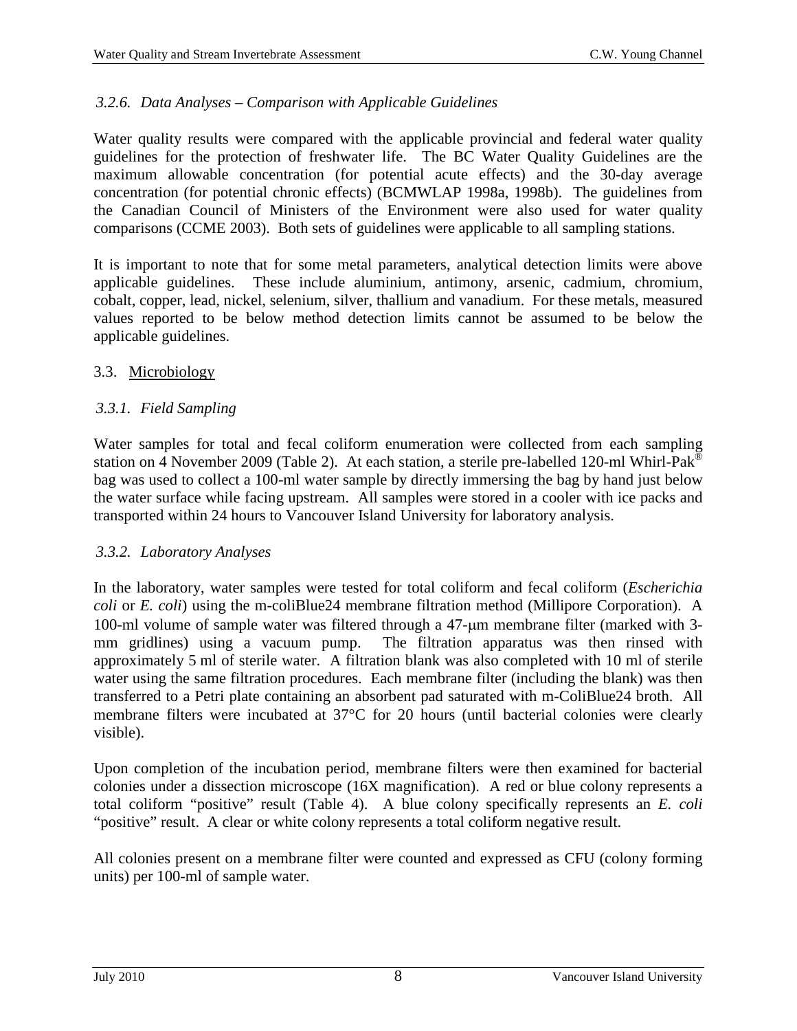### *3.2.6. Data Analyses – Comparison with Applicable Guidelines*

Water quality results were compared with the applicable provincial and federal water quality guidelines for the protection of freshwater life. The BC Water Quality Guidelines are the maximum allowable concentration (for potential acute effects) and the 30-day average concentration (for potential chronic effects) (BCMWLAP 1998a, 1998b). The guidelines from the Canadian Council of Ministers of the Environment were also used for water quality comparisons (CCME 2003). Both sets of guidelines were applicable to all sampling stations.

It is important to note that for some metal parameters, analytical detection limits were above applicable guidelines. These include aluminium, antimony, arsenic, cadmium, chromium, cobalt, copper, lead, nickel, selenium, silver, thallium and vanadium. For these metals, measured values reported to be below method detection limits cannot be assumed to be below the applicable guidelines.

## 3.3. Microbiology

### *3.3.1. Field Sampling*

Water samples for total and fecal coliform enumeration were collected from each sampling station on 4 November 2009 (Table 2). At each station, a sterile pre-labelled 120-ml Whirl-Pak® bag was used to collect a 100-ml water sample by directly immersing the bag by hand just below the water surface while facing upstream. All samples were stored in a cooler with ice packs and transported within 24 hours to Vancouver Island University for laboratory analysis.

### *3.3.2. Laboratory Analyses*

In the laboratory, water samples were tested for total coliform and fecal coliform (*Escherichia coli* or *E. coli*) using the m-coliBlue24 membrane filtration method (Millipore Corporation). A 100-ml volume of sample water was filtered through a 47-μm membrane filter (marked with 3-mm gridlines) using a vacuum pump. The filtration apparatus was then rinsed with approximately 5 ml of sterile water. A filtration blank was also completed with 10 ml of sterile water using the same filtration procedures. Each membrane filter (including the blank) was then transferred to a Petri plate containing an absorbent pad saturated with m-ColiBlue24 broth. All membrane filters were incubated at 37°C for 20 hours (until bacterial colonies were clearly visible).

Upon completion of the incubation period, membrane filters were then examined for bacterial colonies under a dissection microscope (16X magnification). A red or blue colony represents a total coliform "positive" result (Table 4). A blue colony specifically represents an *E. coli* "positive" result. A clear or white colony represents a total coliform negative result.

All colonies present on a membrane filter were counted and expressed as CFU (colony forming units) per 100-ml of sample water.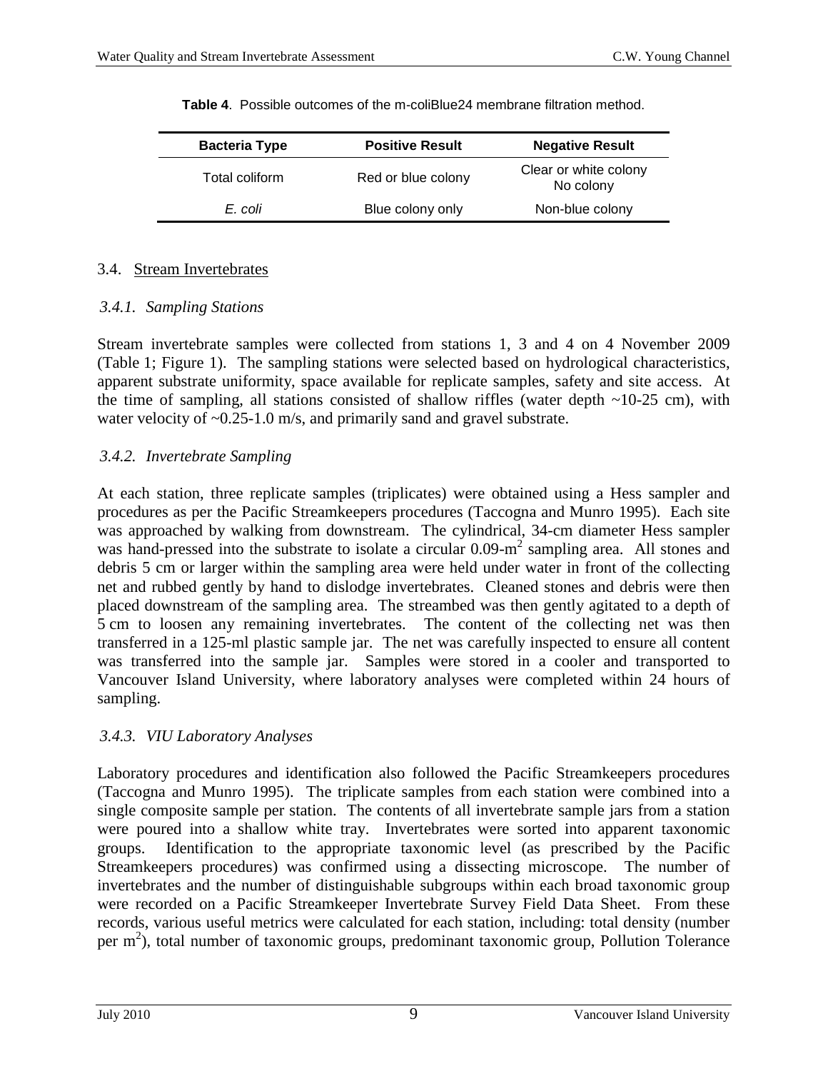**Table 4**. Possible outcomes of the m-coliBlue24 membrane filtration method.

| Bacteria Type | Positive Result | Negative Result |
|---|---|---|
| Total coliform | Red or blue colony | Clear or white colony<br>No colony |
| *E. coli* | Blue colony only | Non-blue colony |

## 3.4. Stream Invertebrates

### *3.4.1. Sampling Stations*

Stream invertebrate samples were collected from stations 1, 3 and 4 on 4 November 2009 (Table 1; Figure 1). The sampling stations were selected based on hydrological characteristics, apparent substrate uniformity, space available for replicate samples, safety and site access. At the time of sampling, all stations consisted of shallow riffles (water depth ~10-25 cm), with water velocity of ~0.25-1.0 m/s, and primarily sand and gravel substrate.

### *3.4.2. Invertebrate Sampling*

At each station, three replicate samples (triplicates) were obtained using a Hess sampler and procedures as per the Pacific Streamkeepers procedures (Taccogna and Munro 1995). Each site was approached by walking from downstream. The cylindrical, 34-cm diameter Hess sampler was hand-pressed into the substrate to isolate a circular 0.09-$m^2$ sampling area. All stones and debris 5 cm or larger within the sampling area were held under water in front of the collecting net and rubbed gently by hand to dislodge invertebrates. Cleaned stones and debris were then placed downstream of the sampling area. The streambed was then gently agitated to a depth of 5 cm to loosen any remaining invertebrates. The content of the collecting net was then transferred in a 125-ml plastic sample jar. The net was carefully inspected to ensure all content was transferred into the sample jar. Samples were stored in a cooler and transported to Vancouver Island University, where laboratory analyses were completed within 24 hours of sampling.

### *3.4.3. VIU Laboratory Analyses*

Laboratory procedures and identification also followed the Pacific Streamkeepers procedures (Taccogna and Munro 1995). The triplicate samples from each station were combined into a single composite sample per station. The contents of all invertebrate sample jars from a station were poured into a shallow white tray. Invertebrates were sorted into apparent taxonomic groups. Identification to the appropriate taxonomic level (as prescribed by the Pacific Streamkeepers procedures) was confirmed using a dissecting microscope. The number of invertebrates and the number of distinguishable subgroups within each broad taxonomic group were recorded on a Pacific Streamkeeper Invertebrate Survey Field Data Sheet. From these records, various useful metrics were calculated for each station, including: total density (number per $m^2$), total number of taxonomic groups, predominant taxonomic group, Pollution Tolerance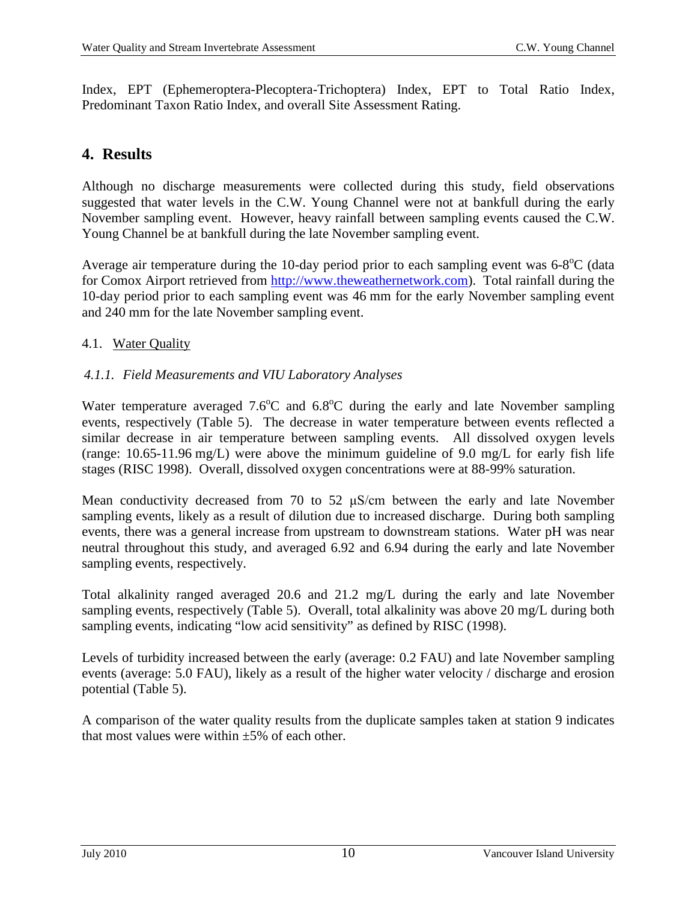Index, EPT (Ephemeroptera-Plecoptera-Trichoptera) Index, EPT to Total Ratio Index, Predominant Taxon Ratio Index, and overall Site Assessment Rating.

# 4. Results

Although no discharge measurements were collected during this study, field observations suggested that water levels in the C.W. Young Channel were not at bankfull during the early November sampling event. However, heavy rainfall between sampling events caused the C.W. Young Channel be at bankfull during the late November sampling event.

Average air temperature during the 10-day period prior to each sampling event was 6-8°C (data for Comox Airport retrieved from http://www.theweathernetwork.com). Total rainfall during the 10-day period prior to each sampling event was 46 mm for the early November sampling event and 240 mm for the late November sampling event.

## 4.1. Water Quality

### *4.1.1. Field Measurements and VIU Laboratory Analyses*

Water temperature averaged 7.6°C and 6.8°C during the early and late November sampling events, respectively (Table 5). The decrease in water temperature between events reflected a similar decrease in air temperature between sampling events. All dissolved oxygen levels (range: 10.65-11.96 mg/L) were above the minimum guideline of 9.0 mg/L for early fish life stages (RISC 1998). Overall, dissolved oxygen concentrations were at 88-99% saturation.

Mean conductivity decreased from 70 to 52 μS/cm between the early and late November sampling events, likely as a result of dilution due to increased discharge. During both sampling events, there was a general increase from upstream to downstream stations. Water pH was near neutral throughout this study, and averaged 6.92 and 6.94 during the early and late November sampling events, respectively.

Total alkalinity ranged averaged 20.6 and 21.2 mg/L during the early and late November sampling events, respectively (Table 5). Overall, total alkalinity was above 20 mg/L during both sampling events, indicating "low acid sensitivity" as defined by RISC (1998).

Levels of turbidity increased between the early (average: 0.2 FAU) and late November sampling events (average: 5.0 FAU), likely as a result of the higher water velocity / discharge and erosion potential (Table 5).

A comparison of the water quality results from the duplicate samples taken at station 9 indicates that most values were within ±5% of each other.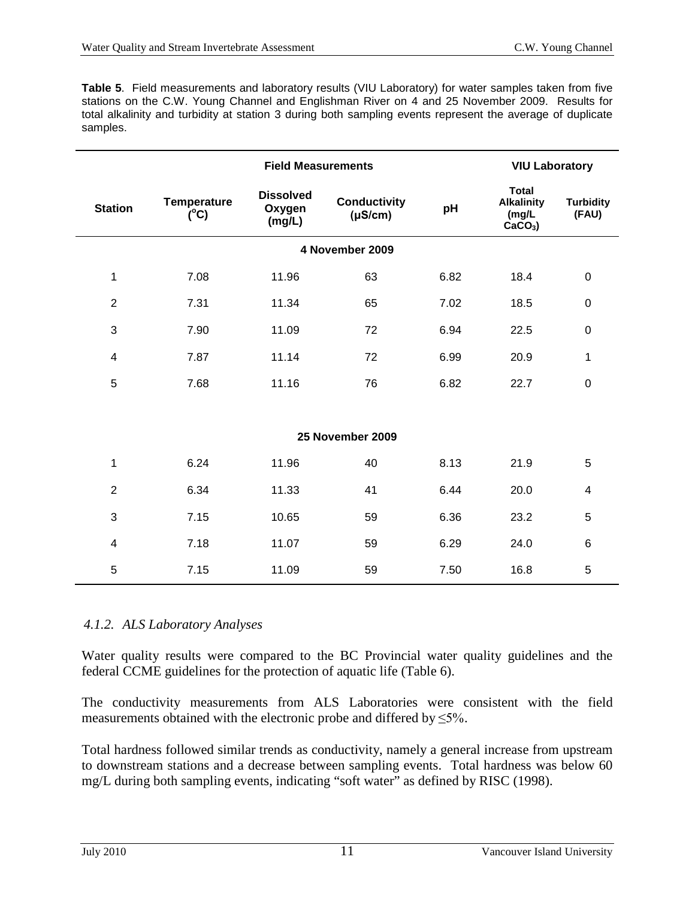**Table 5**. Field measurements and laboratory results (VIU Laboratory) for water samples taken from five stations on the C.W. Young Channel and Englishman River on 4 and 25 November 2009. Results for total alkalinity and turbidity at station 3 during both sampling events represent the average of duplicate samples.

| | Field Measurements | | | | VIU Laboratory | |
|---|---|---|---|---|---|---|
| **Station** | **Temperature (°C)** | **Dissolved Oxygen (mg/L)** | **Conductivity (µS/cm)** | **pH** | **Total Alkalinity (mg/L $CaCO_3$)** | **Turbidity (FAU)** |
| | | | **4 November 2009** | | | |
| 1 | 7.08 | 11.96 | 63 | 6.82 | 18.4 | 0 |
| 2 | 7.31 | 11.34 | 65 | 7.02 | 18.5 | 0 |
| 3 | 7.90 | 11.09 | 72 | 6.94 | 22.5 | 0 |
| 4 | 7.87 | 11.14 | 72 | 6.99 | 20.9 | 1 |
| 5 | 7.68 | 11.16 | 76 | 6.82 | 22.7 | 0 |
| | | | **25 November 2009** | | | |
| 1 | 6.24 | 11.96 | 40 | 8.13 | 21.9 | 5 |
| 2 | 6.34 | 11.33 | 41 | 6.44 | 20.0 | 4 |
| 3 | 7.15 | 10.65 | 59 | 6.36 | 23.2 | 5 |
| 4 | 7.18 | 11.07 | 59 | 6.29 | 24.0 | 6 |
| 5 | 7.15 | 11.09 | 59 | 7.50 | 16.8 | 5 |

### *4.1.2. ALS Laboratory Analyses*

Water quality results were compared to the BC Provincial water quality guidelines and the federal CCME guidelines for the protection of aquatic life (Table 6).

The conductivity measurements from ALS Laboratories were consistent with the field measurements obtained with the electronic probe and differed by ≤5%.

Total hardness followed similar trends as conductivity, namely a general increase from upstream to downstream stations and a decrease between sampling events. Total hardness was below 60 mg/L during both sampling events, indicating "soft water" as defined by RISC (1998).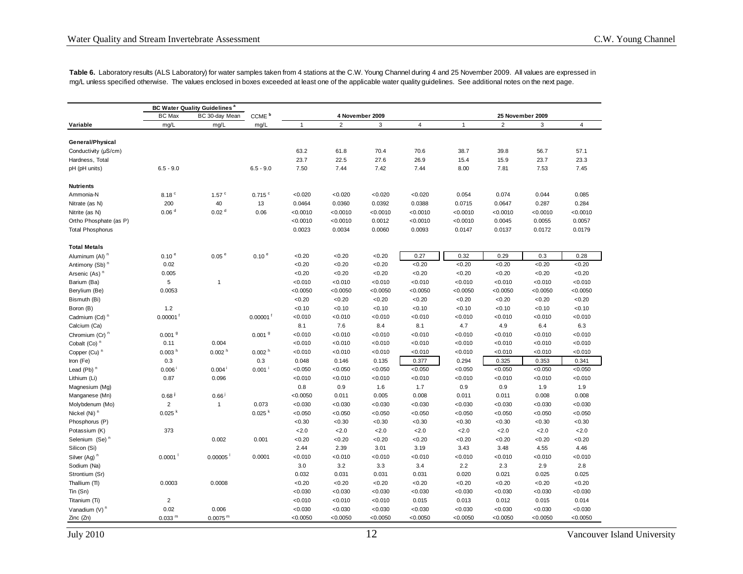**Table 6.** Laboratory results (ALS Laboratory) for water samples taken from 4 stations at the C.W. Young Channel during 4 and 25 November 2009. All values are expressed in mg/L unless specified otherwise. The values enclosed in boxes exceeded at least one of the applicable water quality guidelines. See additional notes on the next page.

| | BC Water Quality Guidelines [a] | | | 4 November 2009 | | | | 25 November 2009 | | | |
|---|---|---|---|---|---|---|---|---|---|---|---|
| | BC Max | BC 30-day Mean | CCME [b] | | | | | | | | |
| **Variable** | mg/L | mg/L | mg/L | 1 | 2 | 3 | 4 | 1 | 2 | 3 | 4 |
| **General/Physical** | | | | | | | | | | | |
| Conductivity (µS/cm) | | | | 63.2 | 61.8 | 70.4 | 70.6 | 38.7 | 39.8 | 56.7 | 57.1 |
| Hardness, Total | | | | 23.7 | 22.5 | 27.6 | 26.9 | 15.4 | 15.9 | 23.7 | 23.3 |
| pH (pH units) | 6.5 - 9.0 | | 6.5 - 9.0 | 7.50 | 7.44 | 7.42 | 7.44 | 8.00 | 7.81 | 7.53 | 7.45 |
| **Nutrients** | | | | | | | | | | | |
| Ammonia-N | 8.18 [c] | 1.57 [c] | 0.715 [c] | <0.020 | <0.020 | <0.020 | <0.020 | 0.054 | 0.074 | 0.044 | 0.085 |
| Nitrate (as N) | 200 | 40 | 13 | 0.0464 | 0.0360 | 0.0392 | 0.0388 | 0.0715 | 0.0647 | 0.287 | 0.284 |
| Nitrite (as N) | 0.06 [d] | 0.02 [d] | 0.06 | <0.0010 | <0.0010 | <0.0010 | <0.0010 | <0.0010 | <0.0010 | <0.0010 | <0.0010 |
| Ortho Phosphate (as P) | | | | <0.0010 | <0.0010 | 0.0012 | <0.0010 | <0.0010 | 0.0045 | 0.0055 | 0.0057 |
| Total Phosphorus | | | | 0.0023 | 0.0034 | 0.0060 | 0.0093 | 0.0147 | 0.0137 | 0.0172 | 0.0179 |
| **Total Metals** | | | | | | | | | | | |
| Aluminum (Al) [n] | 0.10 [e] | 0.05 [e] | 0.10 [e] | <0.20 | <0.20 | <0.20 | 0.27 | 0.32 | 0.29 | 0.3 | 0.28 |
| Antimony (Sb) [n] | 0.02 | | | <0.20 | <0.20 | <0.20 | <0.20 | <0.20 | <0.20 | <0.20 | <0.20 |
| Arsenic (As) [n] | 0.005 | | | <0.20 | <0.20 | <0.20 | <0.20 | <0.20 | <0.20 | <0.20 | <0.20 |
| Barium (Ba) | 5 | 1 | | <0.010 | <0.010 | <0.010 | <0.010 | <0.010 | <0.010 | <0.010 | <0.010 |
| Berylium (Be) | 0.0053 | | | <0.0050 | <0.0050 | <0.0050 | <0.0050 | <0.0050 | <0.0050 | <0.0050 | <0.0050 |
| Bismuth (Bi) | | | | <0.20 | <0.20 | <0.20 | <0.20 | <0.20 | <0.20 | <0.20 | <0.20 |
| Boron (B) | 1.2 | | | <0.10 | <0.10 | <0.10 | <0.10 | <0.10 | <0.10 | <0.10 | <0.10 |
| Cadmium (Cd) [n] | 0.00001 [f] | | 0.00001 [f] | <0.010 | <0.010 | <0.010 | <0.010 | <0.010 | <0.010 | <0.010 | <0.010 |
| Calcium (Ca) | | | | 8.1 | 7.6 | 8.4 | 8.1 | 4.7 | 4.9 | 6.4 | 6.3 |
| Chromium (Cr) [n] | 0.001 [g] | | 0.001 [g] | <0.010 | <0.010 | <0.010 | <0.010 | <0.010 | <0.010 | <0.010 | <0.010 |
| Cobalt (Co) [n] | 0.11 | 0.004 | | <0.010 | <0.010 | <0.010 | <0.010 | <0.010 | <0.010 | <0.010 | <0.010 |
| Copper (Cu) [n] | 0.003 [h] | 0.002 [h] | 0.002 [h] | <0.010 | <0.010 | <0.010 | <0.010 | <0.010 | <0.010 | <0.010 | <0.010 |
| Iron (Fe) | 0.3 | | 0.3 | 0.048 | 0.146 | 0.135 | 0.377 | 0.294 | 0.325 | 0.353 | 0.341 |
| Lead (Pb) [n] | 0.006 [i] | 0.004 [i] | 0.001 [i] | <0.050 | <0.050 | <0.050 | <0.050 | <0.050 | <0.050 | <0.050 | <0.050 |
| Lithium (Li) | 0.87 | 0.096 | | <0.010 | <0.010 | <0.010 | <0.010 | <0.010 | <0.010 | <0.010 | <0.010 |
| Magnesium (Mg) | | | | 0.8 | 0.9 | 1.6 | 1.7 | 0.9 | 0.9 | 1.9 | 1.9 |
| Manganese (Mn) | 0.68 [j] | 0.66 [j] | | <0.0050 | 0.011 | 0.005 | 0.008 | 0.011 | 0.011 | 0.008 | 0.008 |
| Molybdenum (Mo) | 2 | 1 | 0.073 | <0.030 | <0.030 | <0.030 | <0.030 | <0.030 | <0.030 | <0.030 | <0.030 |
| Nickel (Ni) [n] | 0.025 [k] | | 0.025 [k] | <0.050 | <0.050 | <0.050 | <0.050 | <0.050 | <0.050 | <0.050 | <0.050 |
| Phosphorus (P) | | | | <0.30 | <0.30 | <0.30 | <0.30 | <0.30 | <0.30 | <0.30 | <0.30 |
| Potassium (K) | 373 | | | <2.0 | <2.0 | <2.0 | <2.0 | <2.0 | <2.0 | <2.0 | <2.0 |
| Selenium (Se) [n] | | 0.002 | 0.001 | <0.20 | <0.20 | <0.20 | <0.20 | <0.20 | <0.20 | <0.20 | <0.20 |
| Silicon (Si) | | | | 2.44 | 2.39 | 3.01 | 3.19 | 3.43 | 3.48 | 4.55 | 4.46 |
| Silver (Ag) [n] | 0.0001 [l] | 0.00005 [l] | 0.0001 | <0.010 | <0.010 | <0.010 | <0.010 | <0.010 | <0.010 | <0.010 | <0.010 |
| Sodium (Na) | | | | 3.0 | 3.2 | 3.3 | 3.4 | 2.2 | 2.3 | 2.9 | 2.8 |
| Strontium (Sr) | | | | 0.032 | 0.031 | 0.031 | 0.031 | 0.020 | 0.021 | 0.025 | 0.025 |
| Thallium (Tl) | 0.0003 | 0.0008 | | <0.20 | <0.20 | <0.20 | <0.20 | <0.20 | <0.20 | <0.20 | <0.20 |
| Tin (Sn) | | | | <0.030 | <0.030 | <0.030 | <0.030 | <0.030 | <0.030 | <0.030 | <0.030 |
| Titanium (Ti) | 2 | | | <0.010 | <0.010 | <0.010 | 0.015 | 0.013 | 0.012 | 0.015 | 0.014 |
| Vanadium (V) [n] | 0.02 | 0.006 | | <0.030 | <0.030 | <0.030 | <0.030 | <0.030 | <0.030 | <0.030 | <0.030 |
| Zinc (Zn) | 0.033 [m] | 0.0075 [m] | | <0.0050 | <0.0050 | <0.0050 | <0.0050 | <0.0050 | <0.0050 | <0.0050 | <0.0050 |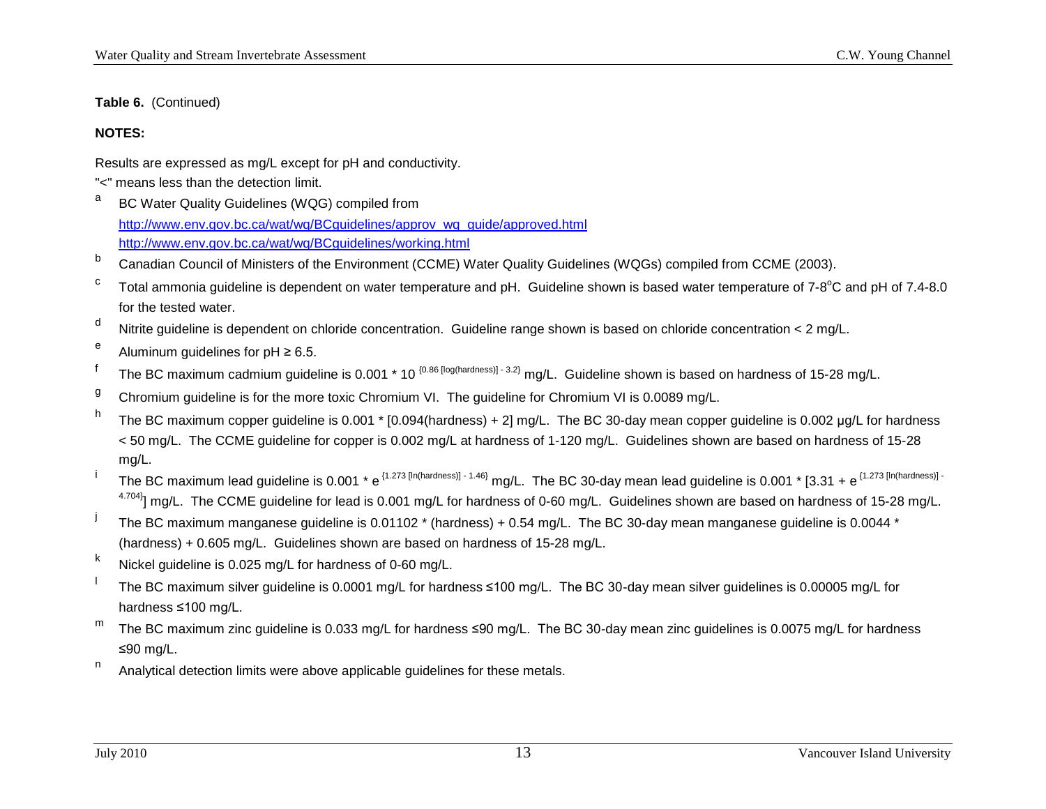**Table 6.** (Continued)

**NOTES:**

Results are expressed as mg/L except for pH and conductivity.

"<" means less than the detection limit.

[a] BC Water Quality Guidelines (WQG) compiled from
http://www.env.gov.bc.ca/wat/wq/BCguidelines/approv_wq_guide/approved.html
http://www.env.gov.bc.ca/wat/wq/BCguidelines/working.html

[b] Canadian Council of Ministers of the Environment (CCME) Water Quality Guidelines (WQGs) compiled from CCME (2003).

[c] Total ammonia guideline is dependent on water temperature and pH. Guideline shown is based water temperature of 7-8$^{o}$C and pH of 7.4-8.0 for the tested water.

[d] Nitrite guideline is dependent on chloride concentration. Guideline range shown is based on chloride concentration < 2 mg/L.

[e] Aluminum guidelines for pH ≥ 6.5.

[f] The BC maximum cadmium guideline is $0.001 * 10^{\{0.86\,[\log(\text{hardness})] - 3.2\}}$ mg/L. Guideline shown is based on hardness of 15-28 mg/L.

[g] Chromium guideline is for the more toxic Chromium VI. The guideline for Chromium VI is 0.0089 mg/L.

[h] The BC maximum copper guideline is 0.001 * [0.094(hardness) + 2] mg/L. The BC 30-day mean copper guideline is 0.002 µg/L for hardness < 50 mg/L. The CCME guideline for copper is 0.002 mg/L at hardness of 1-120 mg/L. Guidelines shown are based on hardness of 15-28 mg/L.

[i] The BC maximum lead guideline is $0.001 * e^{\{1.273\,[\ln(\text{hardness})] - 1.46\}}$ mg/L. The BC 30-day mean lead guideline is $0.001 * [3.31 + e^{\{1.273\,[\ln(\text{hardness})] - 4.704\}}]$ mg/L. The CCME guideline for lead is 0.001 mg/L for hardness of 0-60 mg/L. Guidelines shown are based on hardness of 15-28 mg/L.

[j] The BC maximum manganese guideline is 0.01102 * (hardness) + 0.54 mg/L. The BC 30-day mean manganese guideline is 0.0044 * (hardness) + 0.605 mg/L. Guidelines shown are based on hardness of 15-28 mg/L.

[k] Nickel guideline is 0.025 mg/L for hardness of 0-60 mg/L.

[l] The BC maximum silver guideline is 0.0001 mg/L for hardness ≤100 mg/L. The BC 30-day mean silver guidelines is 0.00005 mg/L for hardness ≤100 mg/L.

[m] The BC maximum zinc guideline is 0.033 mg/L for hardness ≤90 mg/L. The BC 30-day mean zinc guidelines is 0.0075 mg/L for hardness ≤90 mg/L.

[n] Analytical detection limits were above applicable guidelines for these metals.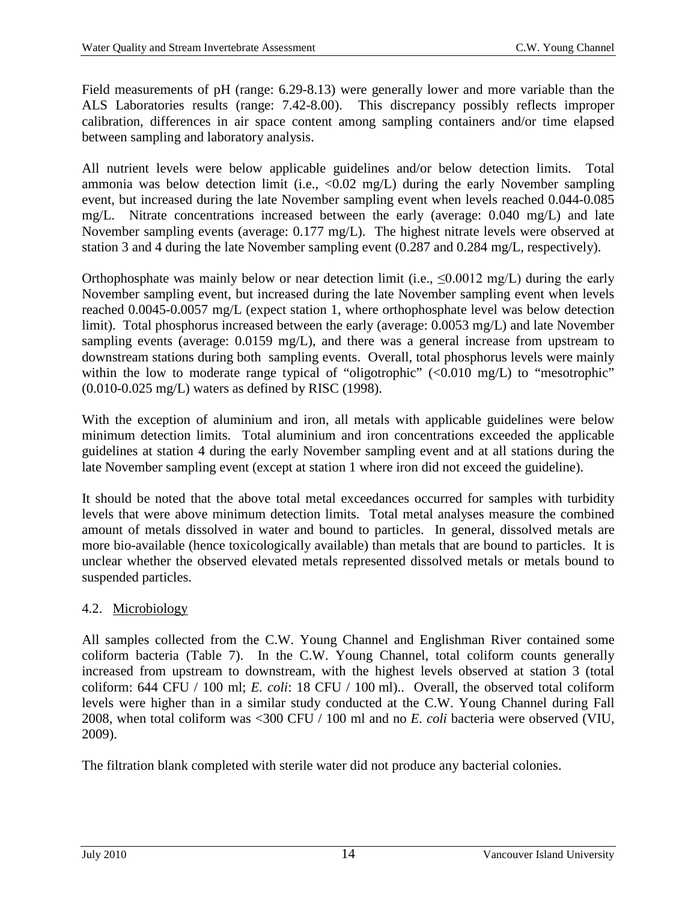Field measurements of pH (range: 6.29-8.13) were generally lower and more variable than the ALS Laboratories results (range: 7.42-8.00). This discrepancy possibly reflects improper calibration, differences in air space content among sampling containers and/or time elapsed between sampling and laboratory analysis.

All nutrient levels were below applicable guidelines and/or below detection limits. Total ammonia was below detection limit (i.e., <0.02 mg/L) during the early November sampling event, but increased during the late November sampling event when levels reached 0.044-0.085 mg/L. Nitrate concentrations increased between the early (average: 0.040 mg/L) and late November sampling events (average: 0.177 mg/L). The highest nitrate levels were observed at station 3 and 4 during the late November sampling event (0.287 and 0.284 mg/L, respectively).

Orthophosphate was mainly below or near detection limit (i.e., $\leq$0.0012 mg/L) during the early November sampling event, but increased during the late November sampling event when levels reached 0.0045-0.0057 mg/L (expect station 1, where orthophosphate level was below detection limit). Total phosphorus increased between the early (average: 0.0053 mg/L) and late November sampling events (average: 0.0159 mg/L), and there was a general increase from upstream to downstream stations during both sampling events. Overall, total phosphorus levels were mainly within the low to moderate range typical of "oligotrophic" (<0.010 mg/L) to "mesotrophic" (0.010-0.025 mg/L) waters as defined by RISC (1998).

With the exception of aluminium and iron, all metals with applicable guidelines were below minimum detection limits. Total aluminium and iron concentrations exceeded the applicable guidelines at station 4 during the early November sampling event and at all stations during the late November sampling event (except at station 1 where iron did not exceed the guideline).

It should be noted that the above total metal exceedances occurred for samples with turbidity levels that were above minimum detection limits. Total metal analyses measure the combined amount of metals dissolved in water and bound to particles. In general, dissolved metals are more bio-available (hence toxicologically available) than metals that are bound to particles. It is unclear whether the observed elevated metals represented dissolved metals or metals bound to suspended particles.

## 4.2. Microbiology

All samples collected from the C.W. Young Channel and Englishman River contained some coliform bacteria (Table 7). In the C.W. Young Channel, total coliform counts generally increased from upstream to downstream, with the highest levels observed at station 3 (total coliform: 644 CFU / 100 ml; *E. coli*: 18 CFU / 100 ml).. Overall, the observed total coliform levels were higher than in a similar study conducted at the C.W. Young Channel during Fall 2008, when total coliform was <300 CFU / 100 ml and no *E. coli* bacteria were observed (VIU, 2009).

The filtration blank completed with sterile water did not produce any bacterial colonies.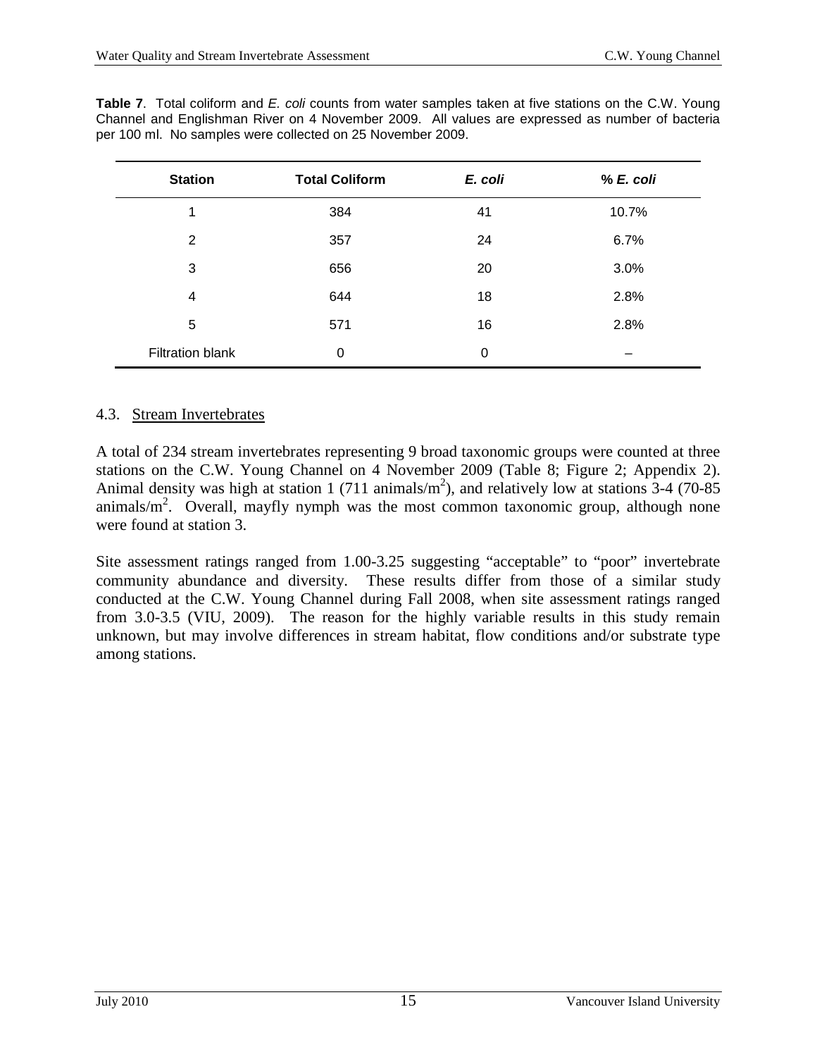**Table 7**. Total coliform and *E. coli* counts from water samples taken at five stations on the C.W. Young Channel and Englishman River on 4 November 2009. All values are expressed as number of bacteria per 100 ml. No samples were collected on 25 November 2009.

| Station | Total Coliform | *E. coli* | % *E. coli* |
|---|---|---|---|
| 1 | 384 | 41 | 10.7% |
| 2 | 357 | 24 | 6.7% |
| 3 | 656 | 20 | 3.0% |
| 4 | 644 | 18 | 2.8% |
| 5 | 571 | 16 | 2.8% |
| Filtration blank | 0 | 0 | – |

### 4.3. Stream Invertebrates

A total of 234 stream invertebrates representing 9 broad taxonomic groups were counted at three stations on the C.W. Young Channel on 4 November 2009 (Table 8; Figure 2; Appendix 2). Animal density was high at station 1 (711 animals/$m^2$), and relatively low at stations 3-4 (70-85 animals/$m^2$. Overall, mayfly nymph was the most common taxonomic group, although none were found at station 3.

Site assessment ratings ranged from 1.00-3.25 suggesting "acceptable" to "poor" invertebrate community abundance and diversity. These results differ from those of a similar study conducted at the C.W. Young Channel during Fall 2008, when site assessment ratings ranged from 3.0-3.5 (VIU, 2009). The reason for the highly variable results in this study remain unknown, but may involve differences in stream habitat, flow conditions and/or substrate type among stations.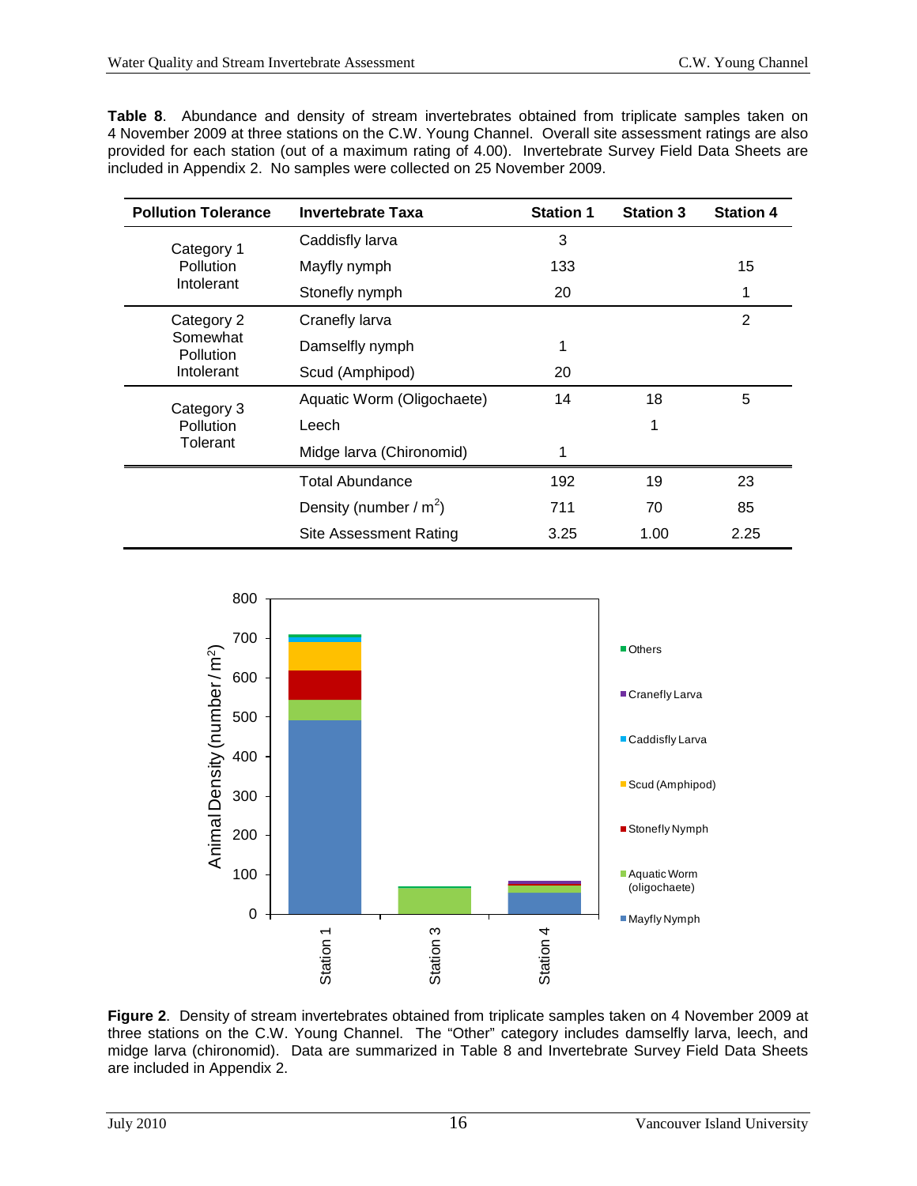**Table 8**. Abundance and density of stream invertebrates obtained from triplicate samples taken on 4 November 2009 at three stations on the C.W. Young Channel. Overall site assessment ratings are also provided for each station (out of a maximum rating of 4.00). Invertebrate Survey Field Data Sheets are included in Appendix 2. No samples were collected on 25 November 2009.

| Pollution Tolerance | Invertebrate Taxa | Station 1 | Station 3 | Station 4 |
|---|---|---|---|---|
| Category 1 Pollution Intolerant | Caddisfly larva | 3 | | |
| | Mayfly nymph | 133 | | 15 |
| | Stonefly nymph | 20 | | 1 |
| Category 2 Somewhat Pollution Intolerant | Cranefly larva | | | 2 |
| | Damselfly nymph | 1 | | |
| | Scud (Amphipod) | 20 | | |
| Category 3 Pollution Tolerant | Aquatic Worm (Oligochaete) | 14 | 18 | 5 |
| | Leech | | 1 | |
| | Midge larva (Chironomid) | 1 | | |
| | Total Abundance | 192 | 19 | 23 |
| | Density (number / $m^2$) | 711 | 70 | 85 |
| | Site Assessment Rating | 3.25 | 1.00 | 2.25 |

**Figure 2**. Density of stream invertebrates obtained from triplicate samples taken on 4 November 2009 at three stations on the C.W. Young Channel. The "Other" category includes damselfly larva, leech, and midge larva (chironomid). Data are summarized in Table 8 and Invertebrate Survey Field Data Sheets are included in Appendix 2.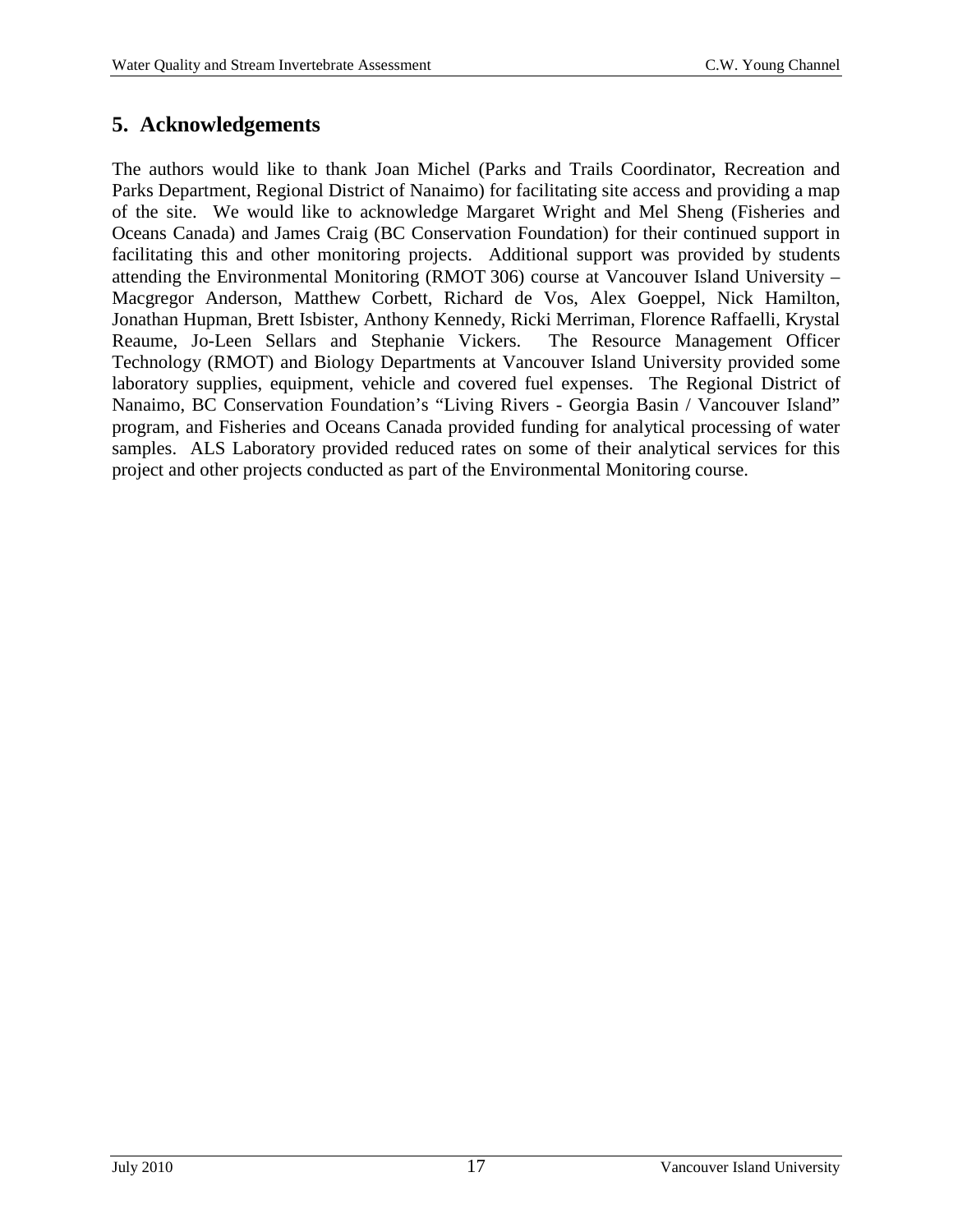## 5. Acknowledgements

The authors would like to thank Joan Michel (Parks and Trails Coordinator, Recreation and Parks Department, Regional District of Nanaimo) for facilitating site access and providing a map of the site. We would like to acknowledge Margaret Wright and Mel Sheng (Fisheries and Oceans Canada) and James Craig (BC Conservation Foundation) for their continued support in facilitating this and other monitoring projects. Additional support was provided by students attending the Environmental Monitoring (RMOT 306) course at Vancouver Island University – Macgregor Anderson, Matthew Corbett, Richard de Vos, Alex Goeppel, Nick Hamilton, Jonathan Hupman, Brett Isbister, Anthony Kennedy, Ricki Merriman, Florence Raffaelli, Krystal Reaume, Jo-Leen Sellars and Stephanie Vickers. The Resource Management Officer Technology (RMOT) and Biology Departments at Vancouver Island University provided some laboratory supplies, equipment, vehicle and covered fuel expenses. The Regional District of Nanaimo, BC Conservation Foundation's "Living Rivers - Georgia Basin / Vancouver Island" program, and Fisheries and Oceans Canada provided funding for analytical processing of water samples. ALS Laboratory provided reduced rates on some of their analytical services for this project and other projects conducted as part of the Environmental Monitoring course.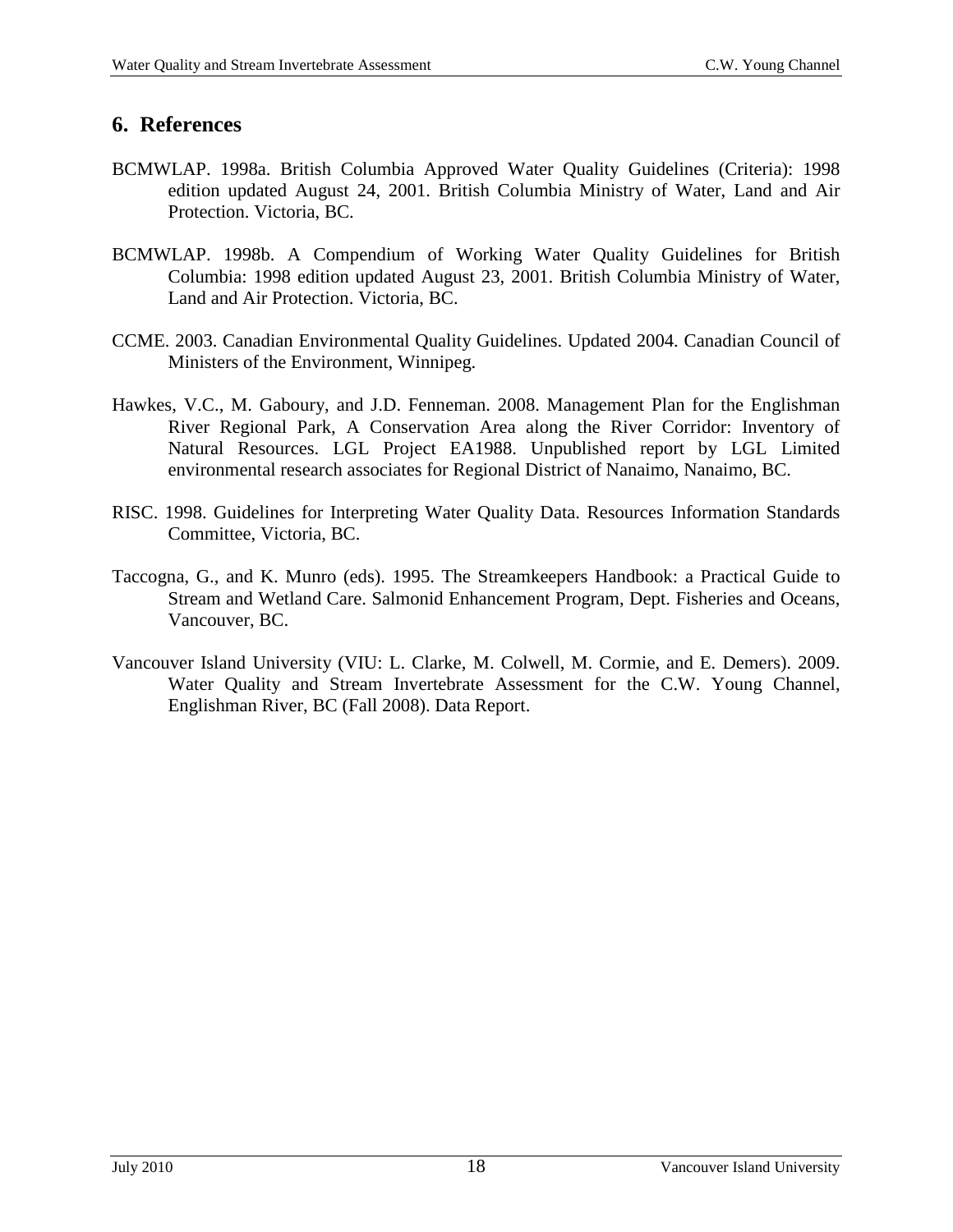## 6. References

BCMWLAP. 1998a. British Columbia Approved Water Quality Guidelines (Criteria): 1998 edition updated August 24, 2001. British Columbia Ministry of Water, Land and Air Protection. Victoria, BC.

BCMWLAP. 1998b. A Compendium of Working Water Quality Guidelines for British Columbia: 1998 edition updated August 23, 2001. British Columbia Ministry of Water, Land and Air Protection. Victoria, BC.

CCME. 2003. Canadian Environmental Quality Guidelines. Updated 2004. Canadian Council of Ministers of the Environment, Winnipeg.

Hawkes, V.C., M. Gaboury, and J.D. Fenneman. 2008. Management Plan for the Englishman River Regional Park, A Conservation Area along the River Corridor: Inventory of Natural Resources. LGL Project EA1988. Unpublished report by LGL Limited environmental research associates for Regional District of Nanaimo, Nanaimo, BC.

RISC. 1998. Guidelines for Interpreting Water Quality Data. Resources Information Standards Committee, Victoria, BC.

Taccogna, G., and K. Munro (eds). 1995. The Streamkeepers Handbook: a Practical Guide to Stream and Wetland Care. Salmonid Enhancement Program, Dept. Fisheries and Oceans, Vancouver, BC.

Vancouver Island University (VIU: L. Clarke, M. Colwell, M. Cormie, and E. Demers). 2009. Water Quality and Stream Invertebrate Assessment for the C.W. Young Channel, Englishman River, BC (Fall 2008). Data Report.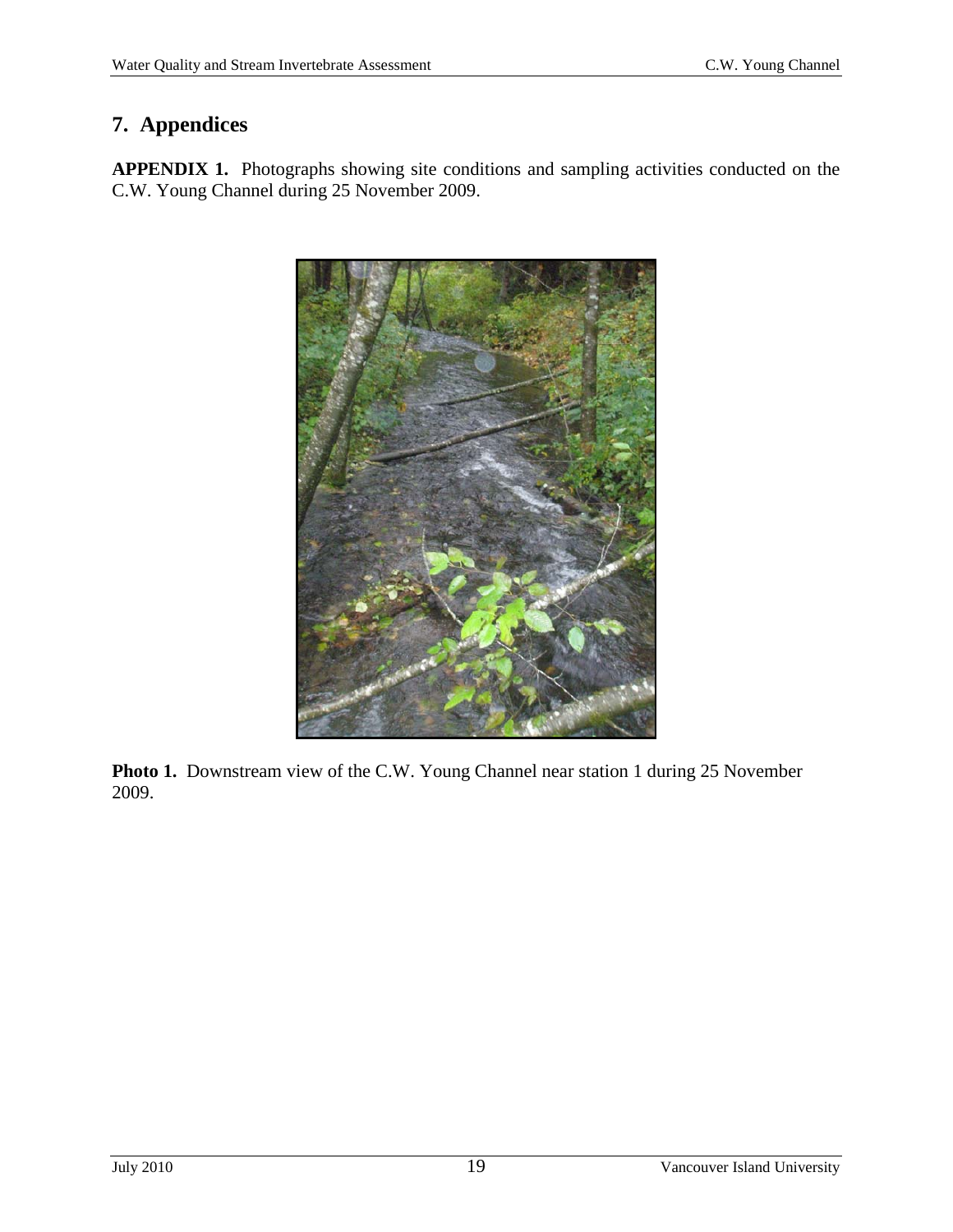## 7. Appendices

**APPENDIX 1.** Photographs showing site conditions and sampling activities conducted on the C.W. Young Channel during 25 November 2009.

**Photo 1.** Downstream view of the C.W. Young Channel near station 1 during 25 November 2009.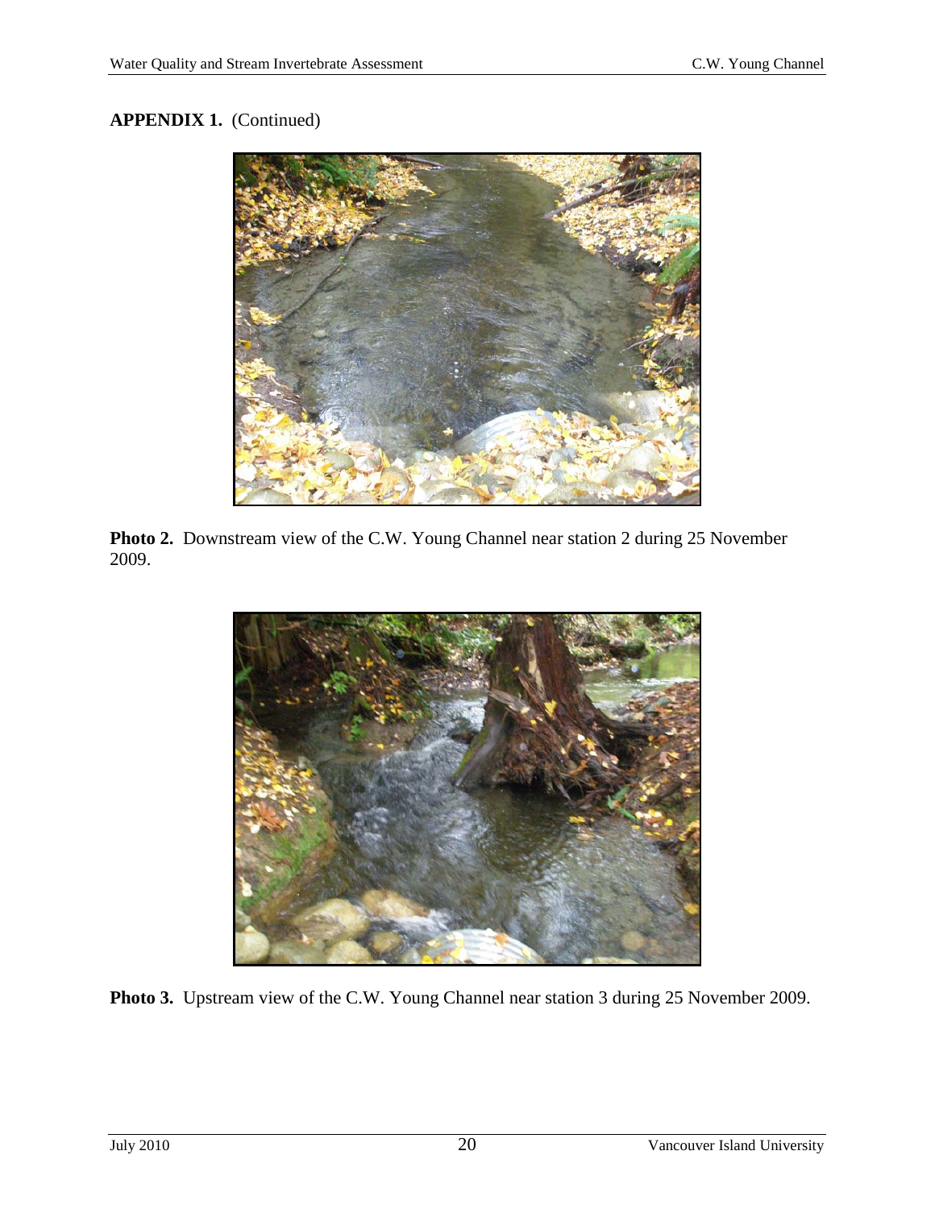**APPENDIX 1.** (Continued)

**Photo 2.** Downstream view of the C.W. Young Channel near station 2 during 25 November 2009.

**Photo 3.** Upstream view of the C.W. Young Channel near station 3 during 25 November 2009.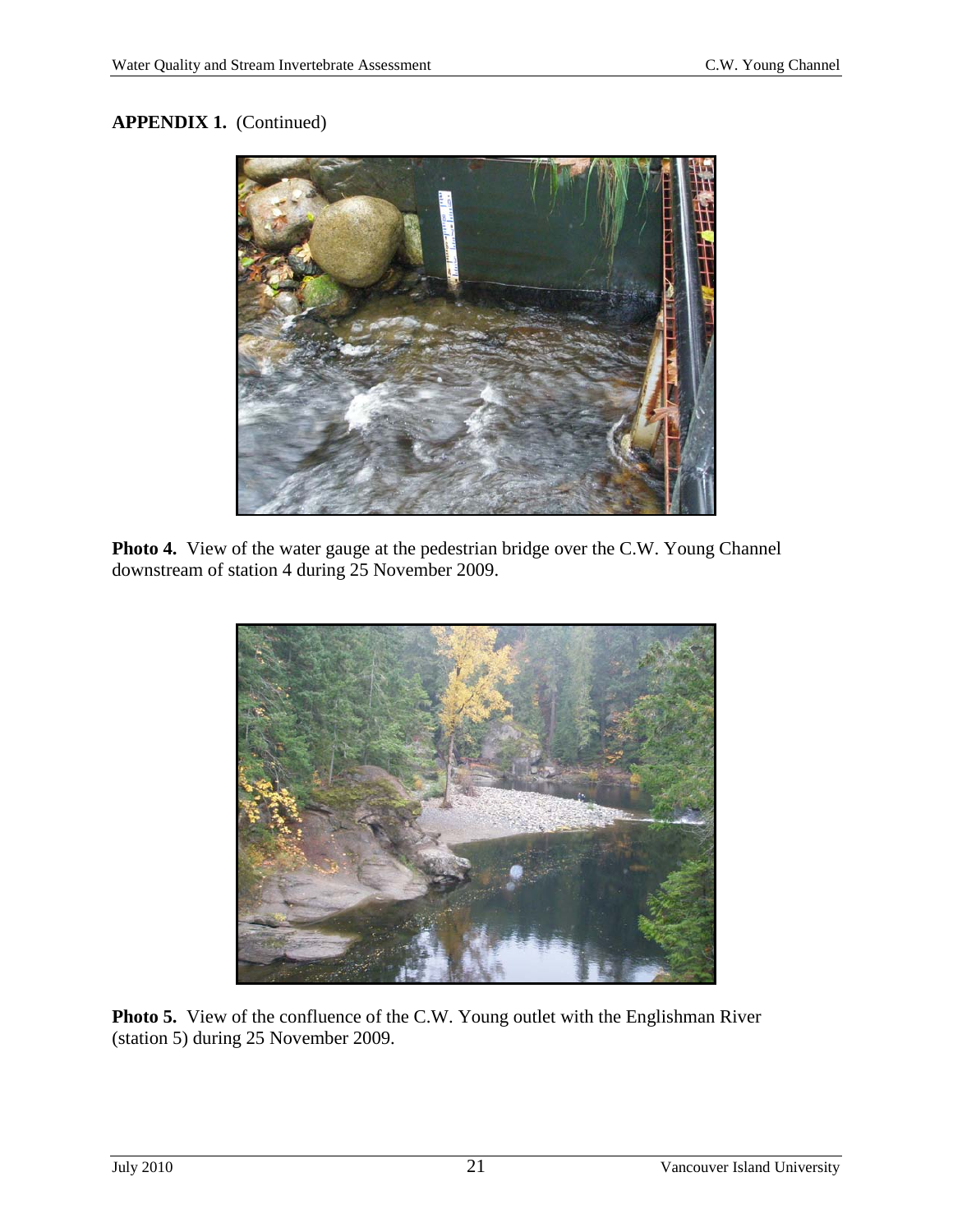**APPENDIX 1.** (Continued)

**Photo 4.** View of the water gauge at the pedestrian bridge over the C.W. Young Channel downstream of station 4 during 25 November 2009.

**Photo 5.** View of the confluence of the C.W. Young outlet with the Englishman River (station 5) during 25 November 2009.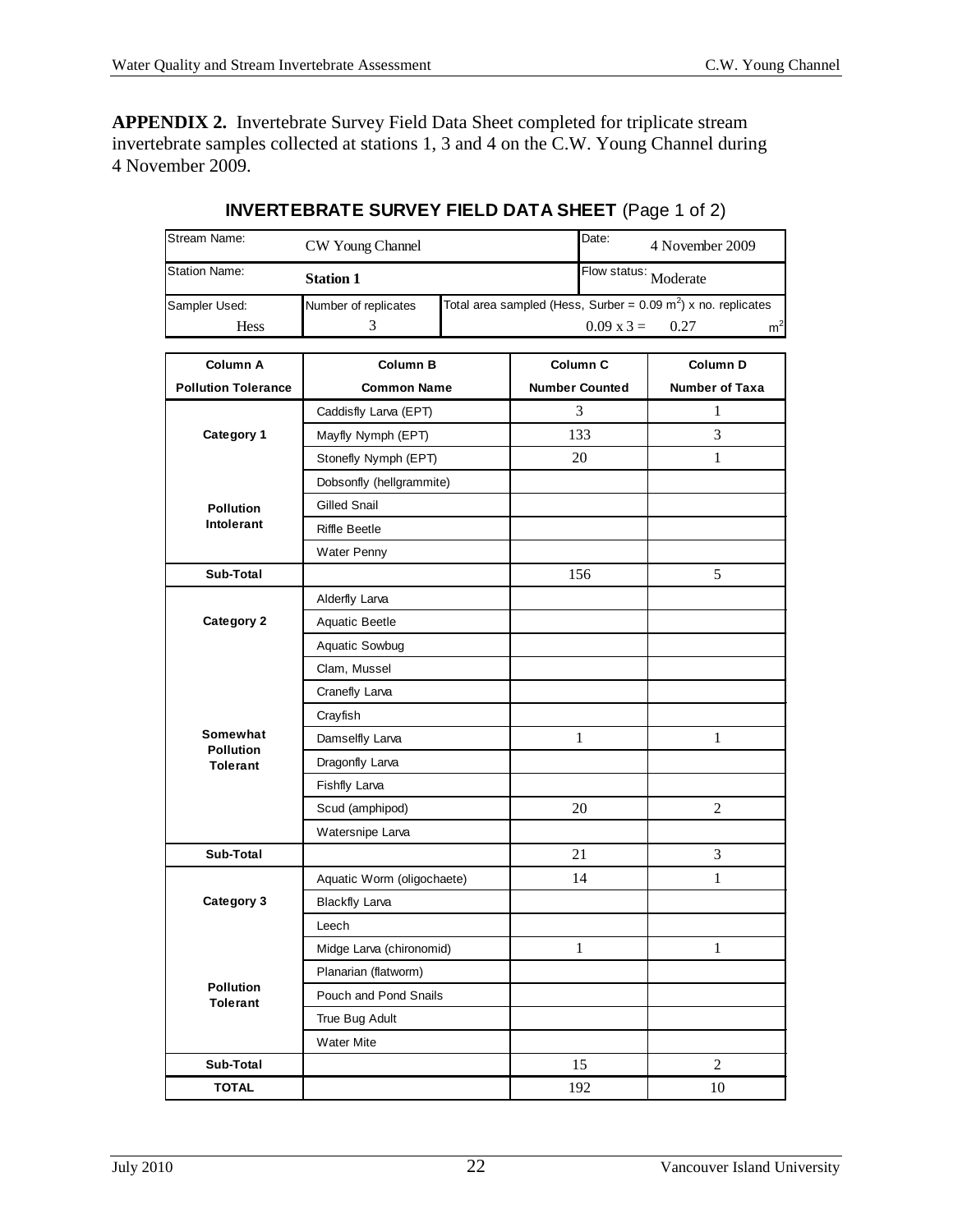**APPENDIX 2.** Invertebrate Survey Field Data Sheet completed for triplicate stream invertebrate samples collected at stations 1, 3 and 4 on the C.W. Young Channel during 4 November 2009.

## **INVERTEBRATE SURVEY FIELD DATA SHEET** (Page 1 of 2)

| Stream Name: CW Young Channel | | Date: 4 November 2009 |
|---|---|---|
| Station Name: **Station 1** | | Flow status: Moderate |
| Sampler Used: Hess | Number of replicates: 3 | Total area sampled (Hess, Surber = 0.09 $m^2$) x no. replicates: 0.09 x 3 = 0.27 $m^2$ |

| Column A<br>Pollution Tolerance | Column B<br>Common Name | Column C<br>Number Counted | Column D<br>Number of Taxa |
|---|---|---|---|
| **Category 1**<br>**Pollution Intolerant** | Caddisfly Larva (EPT) | 3 | 1 |
| | Mayfly Nymph (EPT) | 133 | 3 |
| | Stonefly Nymph (EPT) | 20 | 1 |
| | Dobsonfly (hellgrammite) | | |
| | Gilled Snail | | |
| | Riffle Beetle | | |
| | Water Penny | | |
| **Sub-Total** | | 156 | 5 |
| **Category 2**<br>**Somewhat Pollution Tolerant** | Alderfly Larva | | |
| | Aquatic Beetle | | |
| | Aquatic Sowbug | | |
| | Clam, Mussel | | |
| | Cranefly Larva | | |
| | Crayfish | | |
| | Damselfly Larva | 1 | 1 |
| | Dragonfly Larva | | |
| | Fishfly Larva | | |
| | Scud (amphipod) | 20 | 2 |
| | Watersnipe Larva | | |
| **Sub-Total** | | 21 | 3 |
| **Category 3**<br>**Pollution Tolerant** | Aquatic Worm (oligochaete) | 14 | 1 |
| | Blackfly Larva | | |
| | Leech | | |
| | Midge Larva (chironomid) | 1 | 1 |
| | Planarian (flatworm) | | |
| | Pouch and Pond Snails | | |
| | True Bug Adult | | |
| | Water Mite | | |
| **Sub-Total** | | 15 | 2 |
| **TOTAL** | | 192 | 10 |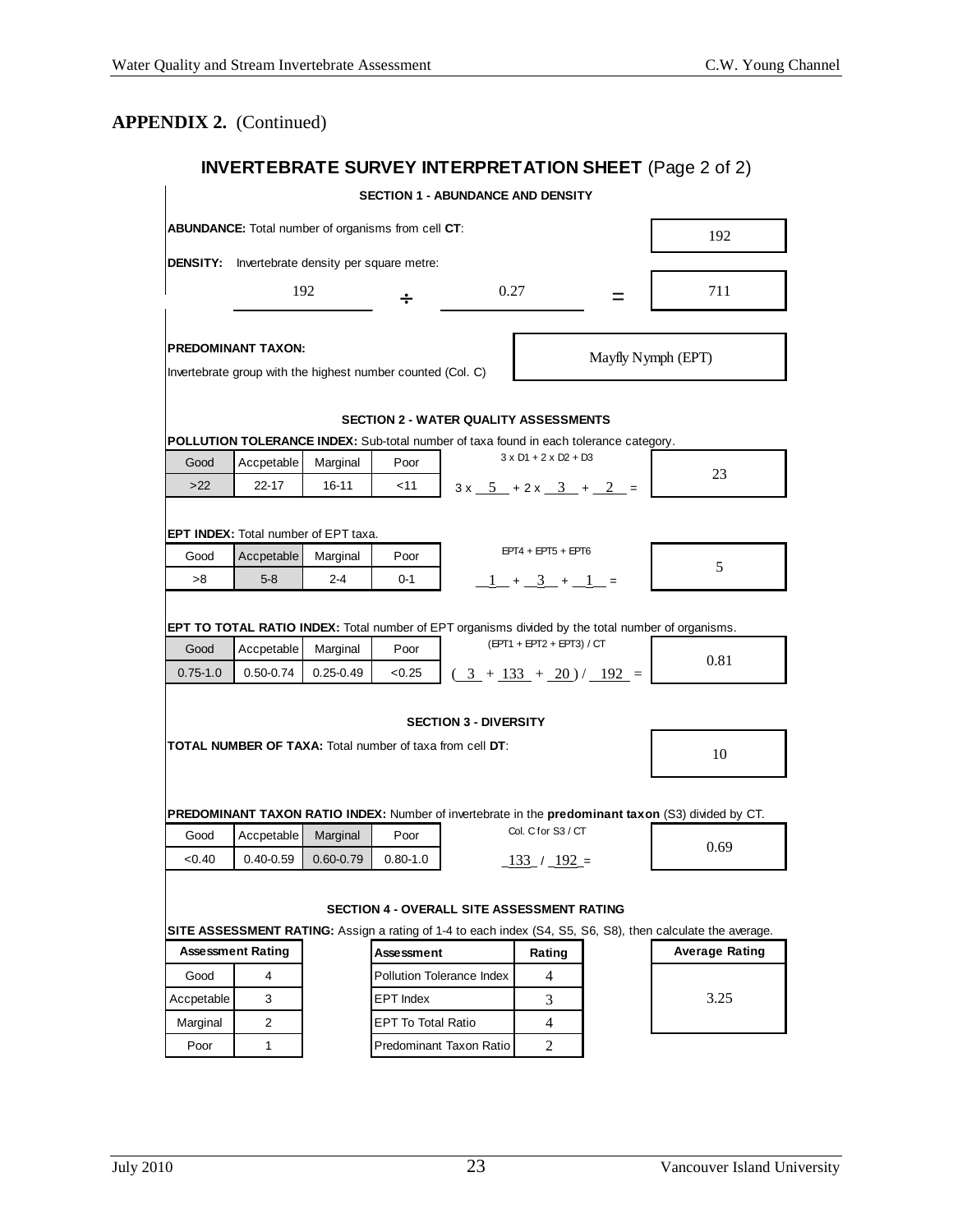## APPENDIX 2. (Continued)

### INVERTEBRATE SURVEY INTERPRETATION SHEET (Page 2 of 2)

#### SECTION 1 - ABUNDANCE AND DENSITY

**ABUNDANCE:** Total number of organisms from cell **CT**: **192**

**DENSITY:** Invertebrate density per square metre:

192 ÷ 0.27 = **711**

**PREDOMINANT TAXON:**
Invertebrate group with the highest number counted (Col. C): **Mayfly Nymph (EPT)**

#### SECTION 2 - WATER QUALITY ASSESSMENTS

**POLLUTION TOLERANCE INDEX:** Sub-total number of taxa found in each tolerance category.

| Good | Accpetable | Marginal | Poor |
|---|---|---|---|
| >22 | 22-17 | 16-11 | <11 |

3 x D1 + 2 x D2 + D3

3 x 5 + 2 x 3 + 2 = **23**

**EPT INDEX:** Total number of EPT taxa.

| Good | Accpetable | Marginal | Poor |
|---|---|---|---|
| >8 | 5-8 | 2-4 | 0-1 |

EPT4 + EPT5 + EPT6

1 + 3 + 1 = **5**

**EPT TO TOTAL RATIO INDEX:** Total number of EPT organisms divided by the total number of organisms.

| Good | Accpetable | Marginal | Poor |
|---|---|---|---|
| 0.75-1.0 | 0.50-0.74 | 0.25-0.49 | <0.25 |

(EPT1 + EPT2 + EPT3) / CT

( 3 + 133 + 20 ) / 192 = **0.81**

#### SECTION 3 - DIVERSITY

**TOTAL NUMBER OF TAXA:** Total number of taxa from cell **DT**: **10**

**PREDOMINANT TAXON RATIO INDEX:** Number of invertebrate in the **predominant taxon** (S3) divided by CT.

| Good | Accpetable | Marginal | Poor |
|---|---|---|---|
| <0.40 | 0.40-0.59 | 0.60-0.79 | 0.80-1.0 |

Col. C for S3 / CT

133 / 192 = **0.69**

#### SECTION 4 - OVERALL SITE ASSESSMENT RATING

**SITE ASSESSMENT RATING:** Assign a rating of 1-4 to each index (S4, S5, S6, S8), then calculate the average.

| Assessment Rating | |
|---|---|
| Good | 4 |
| Accpetable | 3 |
| Marginal | 2 |
| Poor | 1 |

| Assessment | Rating |
|---|---|
| Pollution Tolerance Index | 4 |
| EPT Index | 3 |
| EPT To Total Ratio | 4 |
| Predominant Taxon Ratio | 2 |

| Average Rating |
|---|
| 3.25 |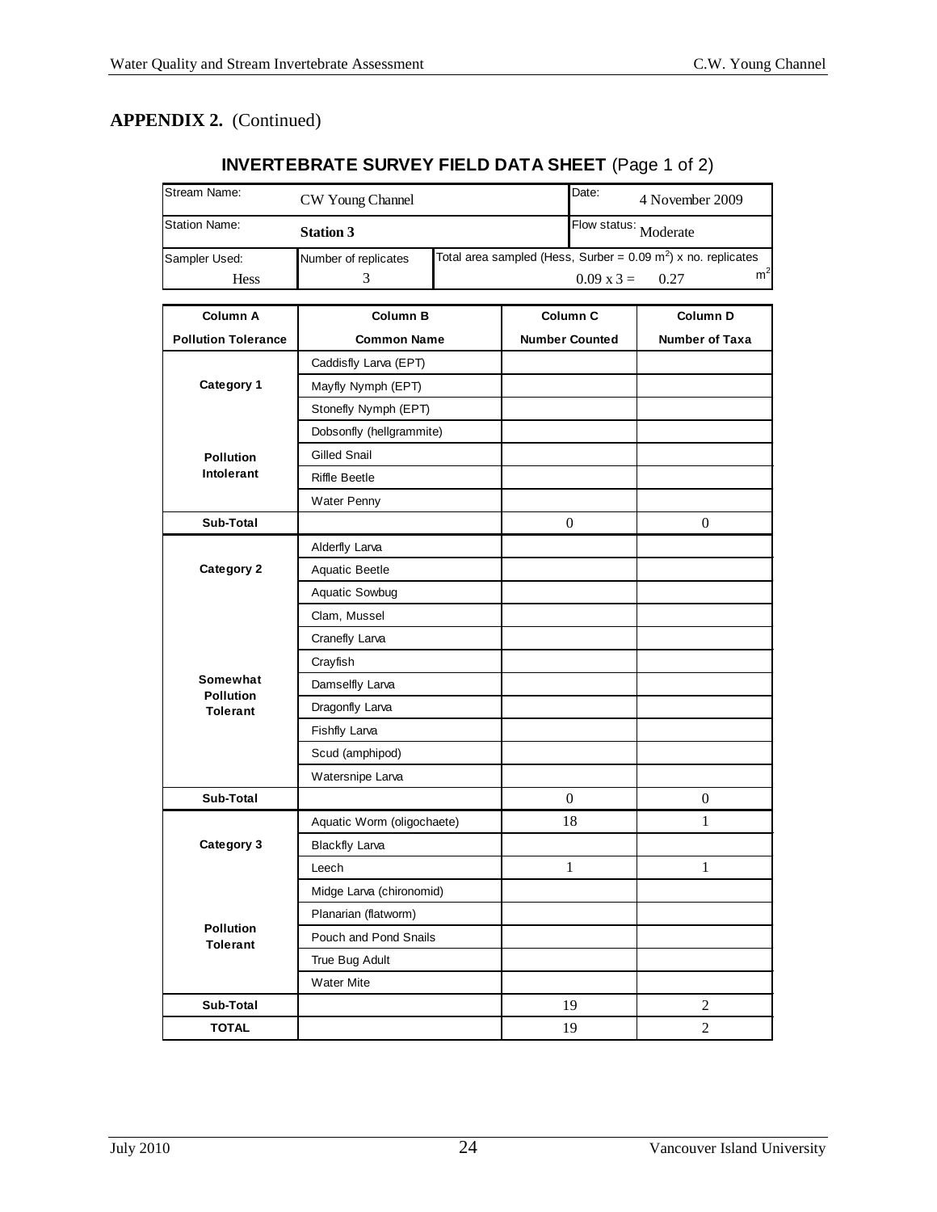**APPENDIX 2.** (Continued)

## INVERTEBRATE SURVEY FIELD DATA SHEET (Page 1 of 2)

| Stream Name: CW Young Channel | | Date: 4 November 2009 |
|---|---|---|
| Station Name: **Station 3** | | Flow status: Moderate |
| Sampler Used: Hess | Number of replicates: 3 | Total area sampled (Hess, Surber = 0.09 $m^2$) x no. replicates: 0.09 x 3 = 0.27 $m^2$ |

| Column A<br>Pollution Tolerance | Column B<br>Common Name | Column C<br>Number Counted | Column D<br>Number of Taxa |
|---|---|---|---|
| Category 1 | Caddisfly Larva (EPT) | | |
| | Mayfly Nymph (EPT) | | |
| | Stonefly Nymph (EPT) | | |
| | Dobsonfly (hellgrammite) | | |
| Pollution Intolerant | Gilled Snail | | |
| | Riffle Beetle | | |
| | Water Penny | | |
| **Sub-Total** | | 0 | 0 |
| Category 2 | Alderfly Larva | | |
| | Aquatic Beetle | | |
| | Aquatic Sowbug | | |
| | Clam, Mussel | | |
| | Cranefly Larva | | |
| | Crayfish | | |
| Somewhat Pollution Tolerant | Damselfly Larva | | |
| | Dragonfly Larva | | |
| | Fishfly Larva | | |
| | Scud (amphipod) | | |
| | Watersnipe Larva | | |
| **Sub-Total** | | 0 | 0 |
| Category 3 | Aquatic Worm (oligochaete) | 18 | 1 |
| | Blackfly Larva | | |
| | Leech | 1 | 1 |
| | Midge Larva (chironomid) | | |
| | Planarian (flatworm) | | |
| Pollution Tolerant | Pouch and Pond Snails | | |
| | True Bug Adult | | |
| | Water Mite | | |
| **Sub-Total** | | 19 | 2 |
| **TOTAL** | | 19 | 2 |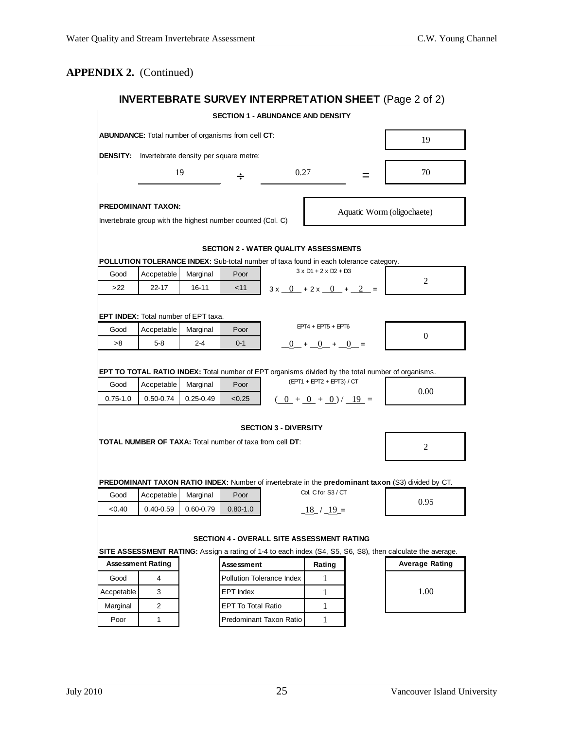## APPENDIX 2. (Continued)

### INVERTEBRATE SURVEY INTERPRETATION SHEET (Page 2 of 2)

#### SECTION 1 - ABUNDANCE AND DENSITY

**ABUNDANCE:** Total number of organisms from cell **CT**: **19**

**DENSITY:** Invertebrate density per square metre:

19 ÷ 0.27 = **70**

**PREDOMINANT TAXON:**
Invertebrate group with the highest number counted (Col. C): **Aquatic Worm (oligochaete)**

#### SECTION 2 - WATER QUALITY ASSESSMENTS

**POLLUTION TOLERANCE INDEX:** Sub-total number of taxa found in each tolerance category.

| Good | Accpetable | Marginal | Poor |
|---|---|---|---|
| >22 | 22-17 | 16-11 | <11 |

3 x D1 + 2 x D2 + D3

3 x 0 + 2 x 0 + 2 = **2**

**EPT INDEX:** Total number of EPT taxa.

| Good | Accpetable | Marginal | Poor |
|---|---|---|---|
| >8 | 5-8 | 2-4 | 0-1 |

EPT4 + EPT5 + EPT6

0 + 0 + 0 = **0**

**EPT TO TOTAL RATIO INDEX:** Total number of EPT organisms divided by the total number of organisms.

| Good | Accpetable | Marginal | Poor |
|---|---|---|---|
| 0.75-1.0 | 0.50-0.74 | 0.25-0.49 | <0.25 |

(EPT1 + EPT2 + EPT3) / CT

( 0 + 0 + 0 ) / 19 = **0.00**

#### SECTION 3 - DIVERSITY

**TOTAL NUMBER OF TAXA:** Total number of taxa from cell **DT**: **2**

**PREDOMINANT TAXON RATIO INDEX:** Number of invertebrate in the **predominant taxon** (S3) divided by CT.

| Good | Accpetable | Marginal | Poor |
|---|---|---|---|
| <0.40 | 0.40-0.59 | 0.60-0.79 | 0.80-1.0 |

Col. C for S3 / CT

18 / 19 = **0.95**

#### SECTION 4 - OVERALL SITE ASSESSMENT RATING

**SITE ASSESSMENT RATING:** Assign a rating of 1-4 to each index (S4, S5, S6, S8), then calculate the average.

| Assessment Rating | |
|---|---|
| Good | 4 |
| Accpetable | 3 |
| Marginal | 2 |
| Poor | 1 |

| Assessment | Rating |
|---|---|
| Pollution Tolerance Index | 1 |
| EPT Index | 1 |
| EPT To Total Ratio | 1 |
| Predominant Taxon Ratio | 1 |

| Average Rating |
|---|
| 1.00 |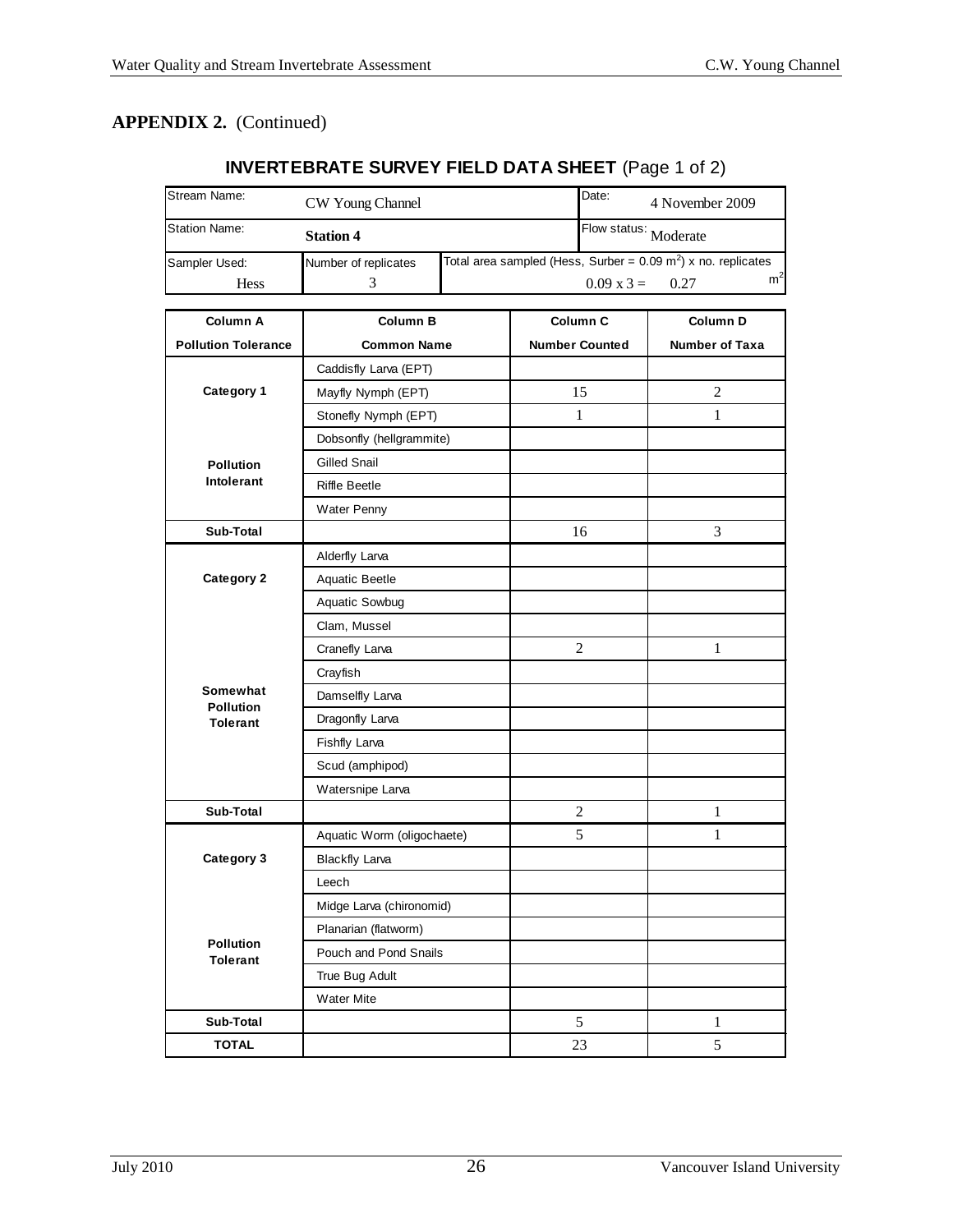**APPENDIX 2.** (Continued)

## INVERTEBRATE SURVEY FIELD DATA SHEET (Page 1 of 2)

| Stream Name: CW Young Channel | | Date: 4 November 2009 |
|---|---|---|
| Station Name: **Station 4** | | Flow status: Moderate |
| Sampler Used: Hess | Number of replicates: 3 | Total area sampled (Hess, Surber = 0.09 $m^2$) x no. replicates: 0.09 x 3 = 0.27 $m^2$ |

| Column A<br>Pollution Tolerance | Column B<br>Common Name | Column C<br>Number Counted | Column D<br>Number of Taxa |
|---|---|---|---|
| Category 1 | Caddisfly Larva (EPT) | | |
| | Mayfly Nymph (EPT) | 15 | 2 |
| | Stonefly Nymph (EPT) | 1 | 1 |
| | Dobsonfly (hellgrammite) | | |
| Pollution Intolerant | Gilled Snail | | |
| | Riffle Beetle | | |
| | Water Penny | | |
| **Sub-Total** | | 16 | 3 |
| Category 2 | Alderfly Larva | | |
| | Aquatic Beetle | | |
| | Aquatic Sowbug | | |
| | Clam, Mussel | | |
| | Cranefly Larva | 2 | 1 |
| | Crayfish | | |
| Somewhat Pollution Tolerant | Damselfly Larva | | |
| | Dragonfly Larva | | |
| | Fishfly Larva | | |
| | Scud (amphipod) | | |
| | Watersnipe Larva | | |
| **Sub-Total** | | 2 | 1 |
| Category 3 | Aquatic Worm (oligochaete) | 5 | 1 |
| | Blackfly Larva | | |
| | Leech | | |
| | Midge Larva (chironomid) | | |
| | Planarian (flatworm) | | |
| Pollution Tolerant | Pouch and Pond Snails | | |
| | True Bug Adult | | |
| | Water Mite | | |
| **Sub-Total** | | 5 | 1 |
| **TOTAL** | | 23 | 5 |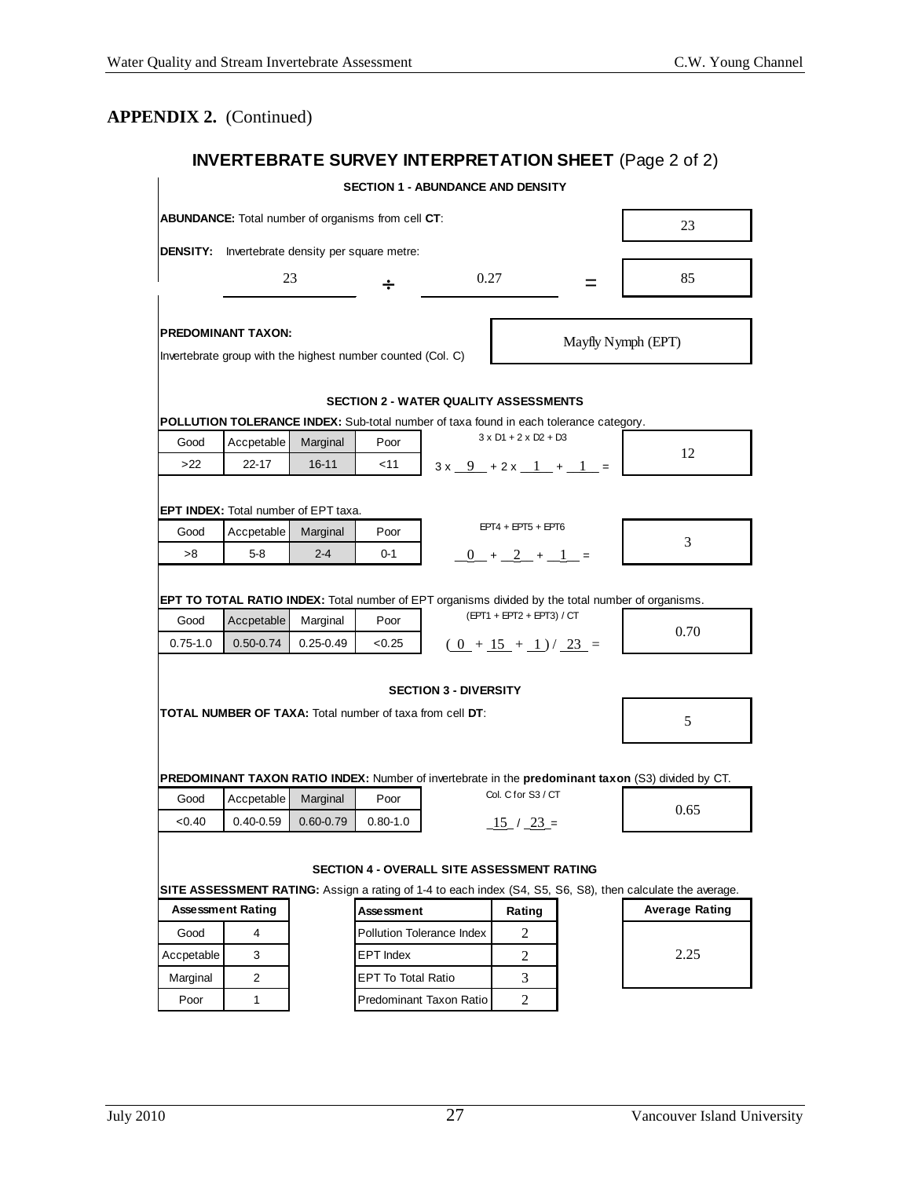## APPENDIX 2. (Continued)

### INVERTEBRATE SURVEY INTERPRETATION SHEET (Page 2 of 2)

#### SECTION 1 - ABUNDANCE AND DENSITY

**ABUNDANCE:** Total number of organisms from cell **CT**: **23**

**DENSITY:** Invertebrate density per square metre:

23 ÷ 0.27 = **85**

**PREDOMINANT TAXON:**

Invertebrate group with the highest number counted (Col. C): **Mayfly Nymph (EPT)**

#### SECTION 2 - WATER QUALITY ASSESSMENTS

**POLLUTION TOLERANCE INDEX:** Sub-total number of taxa found in each tolerance category.

| Good | Accpetable | Marginal | Poor |
|---|---|---|---|
| >22 | 22-17 | 16-11 | <11 |

3 x D1 + 2 x D2 + D3

3 x 9 + 2 x 1 + 1 = **12**

**EPT INDEX:** Total number of EPT taxa.

| Good | Accpetable | Marginal | Poor |
|---|---|---|---|
| >8 | 5-8 | 2-4 | 0-1 |

EPT4 + EPT5 + EPT6

0 + 2 + 1 = **3**

**EPT TO TOTAL RATIO INDEX:** Total number of EPT organisms divided by the total number of organisms.

| Good | Accpetable | Marginal | Poor |
|---|---|---|---|
| 0.75-1.0 | 0.50-0.74 | 0.25-0.49 | <0.25 |

(EPT1 + EPT2 + EPT3) / CT

( 0 + 15 + 1 ) / 23 = **0.70**

#### SECTION 3 - DIVERSITY

**TOTAL NUMBER OF TAXA:** Total number of taxa from cell **DT**: **5**

**PREDOMINANT TAXON RATIO INDEX:** Number of invertebrate in the **predominant taxon** (S3) divided by CT.

| Good | Accpetable | Marginal | Poor |
|---|---|---|---|
| <0.40 | 0.40-0.59 | 0.60-0.79 | 0.80-1.0 |

Col. C for S3 / CT

15 / 23 = **0.65**

#### SECTION 4 - OVERALL SITE ASSESSMENT RATING

**SITE ASSESSMENT RATING:** Assign a rating of 1-4 to each index (S4, S5, S6, S8), then calculate the average.

| Assessment Rating | |
|---|---|
| Good | 4 |
| Accpetable | 3 |
| Marginal | 2 |
| Poor | 1 |

| Assessment | Rating |
|---|---|
| Pollution Tolerance Index | 2 |
| EPT Index | 2 |
| EPT To Total Ratio | 3 |
| Predominant Taxon Ratio | 2 |

| Average Rating |
|---|
| 2.25 |